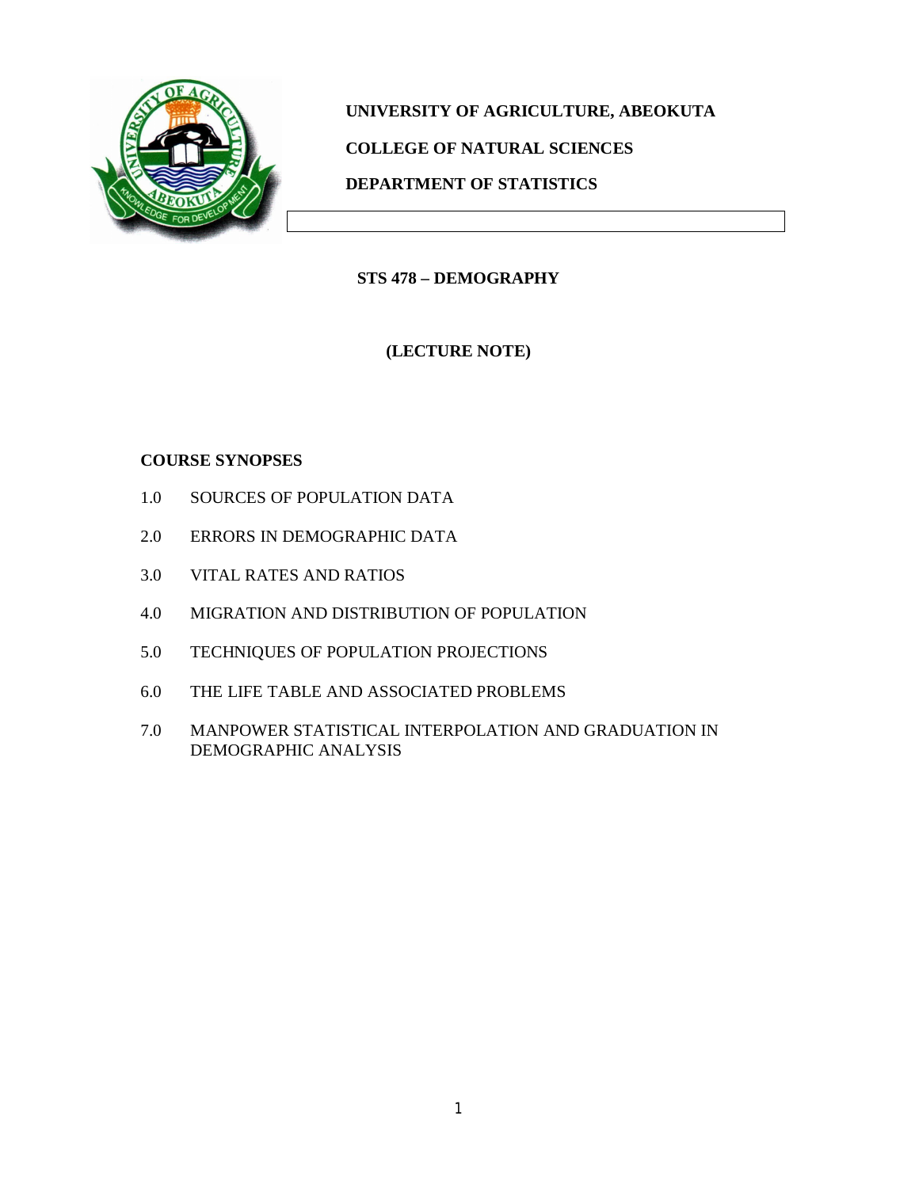**UNIVERSITY OF AGRICULTURE, ABEOKUTA**

**COLLEGE OF NATURAL SCIENCES**

**DEPARTMENT OF STATISTICS**

# STS 478 – DEMOGRAPHY

**(LECTURE NOTE)**

## COURSE SYNOPSES

1.0 SOURCES OF POPULATION DATA

2.0 ERRORS IN DEMOGRAPHIC DATA

3.0 VITAL RATES AND RATIOS

4.0 MIGRATION AND DISTRIBUTION OF POPULATION

5.0 TECHNIQUES OF POPULATION PROJECTIONS

6.0 THE LIFE TABLE AND ASSOCIATED PROBLEMS

7.0 MANPOWER STATISTICAL INTERPOLATION AND GRADUATION IN DEMOGRAPHIC ANALYSIS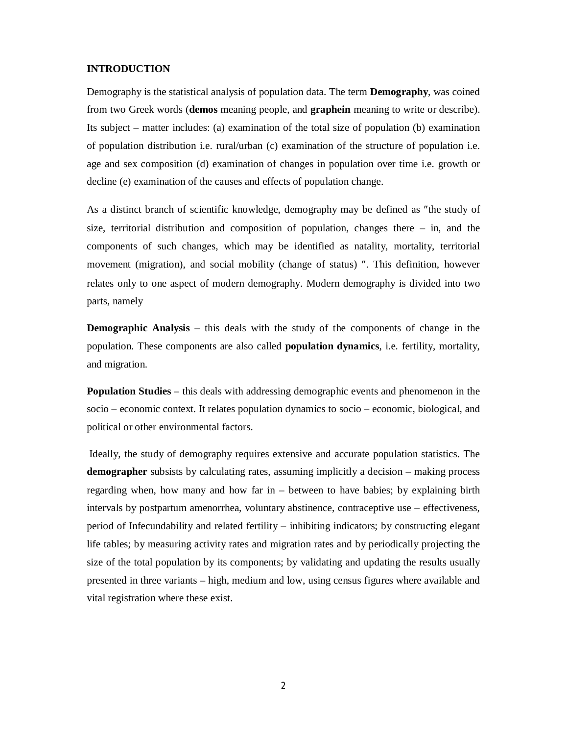## INTRODUCTION

Demography is the statistical analysis of population data. The term **Demography**, was coined from two Greek words (**demos** meaning people, and **graphein** meaning to write or describe). Its subject – matter includes: (a) examination of the total size of population (b) examination of population distribution i.e. rural/urban (c) examination of the structure of population i.e. age and sex composition (d) examination of changes in population over time i.e. growth or decline (e) examination of the causes and effects of population change.

As a distinct branch of scientific knowledge, demography may be defined as ″the study of size, territorial distribution and composition of population, changes there – in, and the components of such changes, which may be identified as natality, mortality, territorial movement (migration), and social mobility (change of status) ″. This definition, however relates only to one aspect of modern demography. Modern demography is divided into two parts, namely

**Demographic Analysis** – this deals with the study of the components of change in the population. These components are also called **population dynamics**, i.e. fertility, mortality, and migration.

**Population Studies** – this deals with addressing demographic events and phenomenon in the socio – economic context. It relates population dynamics to socio – economic, biological, and political or other environmental factors.

Ideally, the study of demography requires extensive and accurate population statistics. The **demographer** subsists by calculating rates, assuming implicitly a decision – making process regarding when, how many and how far in – between to have babies; by explaining birth intervals by postpartum amenorrhea, voluntary abstinence, contraceptive use – effectiveness, period of Infecundability and related fertility – inhibiting indicators; by constructing elegant life tables; by measuring activity rates and migration rates and by periodically projecting the size of the total population by its components; by validating and updating the results usually presented in three variants – high, medium and low, using census figures where available and vital registration where these exist.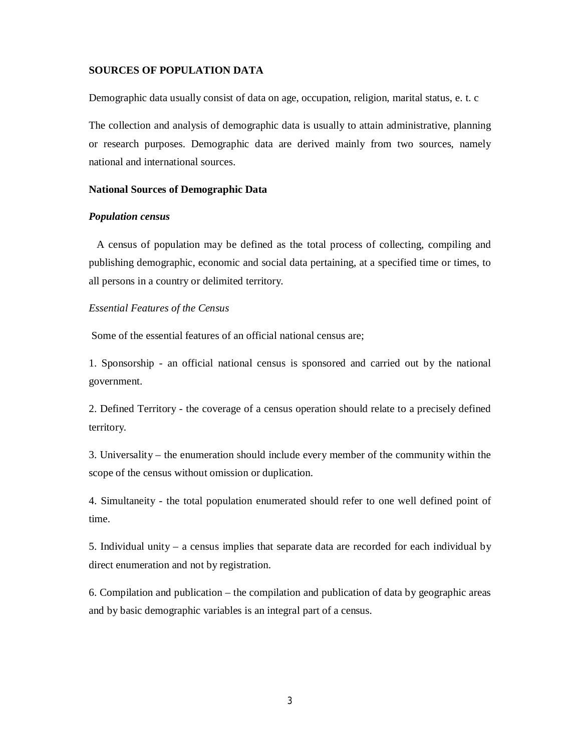**SOURCES OF POPULATION DATA**

Demographic data usually consist of data on age, occupation, religion, marital status, e. t. c

The collection and analysis of demographic data is usually to attain administrative, planning or research purposes. Demographic data are derived mainly from two sources, namely national and international sources.

**National Sources of Demographic Data**

***Population census***

A census of population may be defined as the total process of collecting, compiling and publishing demographic, economic and social data pertaining, at a specified time or times, to all persons in a country or delimited territory.

*Essential Features of the Census*

Some of the essential features of an official national census are;

1. Sponsorship - an official national census is sponsored and carried out by the national government.

2. Defined Territory - the coverage of a census operation should relate to a precisely defined territory.

3. Universality – the enumeration should include every member of the community within the scope of the census without omission or duplication.

4. Simultaneity - the total population enumerated should refer to one well defined point of time.

5. Individual unity – a census implies that separate data are recorded for each individual by direct enumeration and not by registration.

6. Compilation and publication – the compilation and publication of data by geographic areas and by basic demographic variables is an integral part of a census.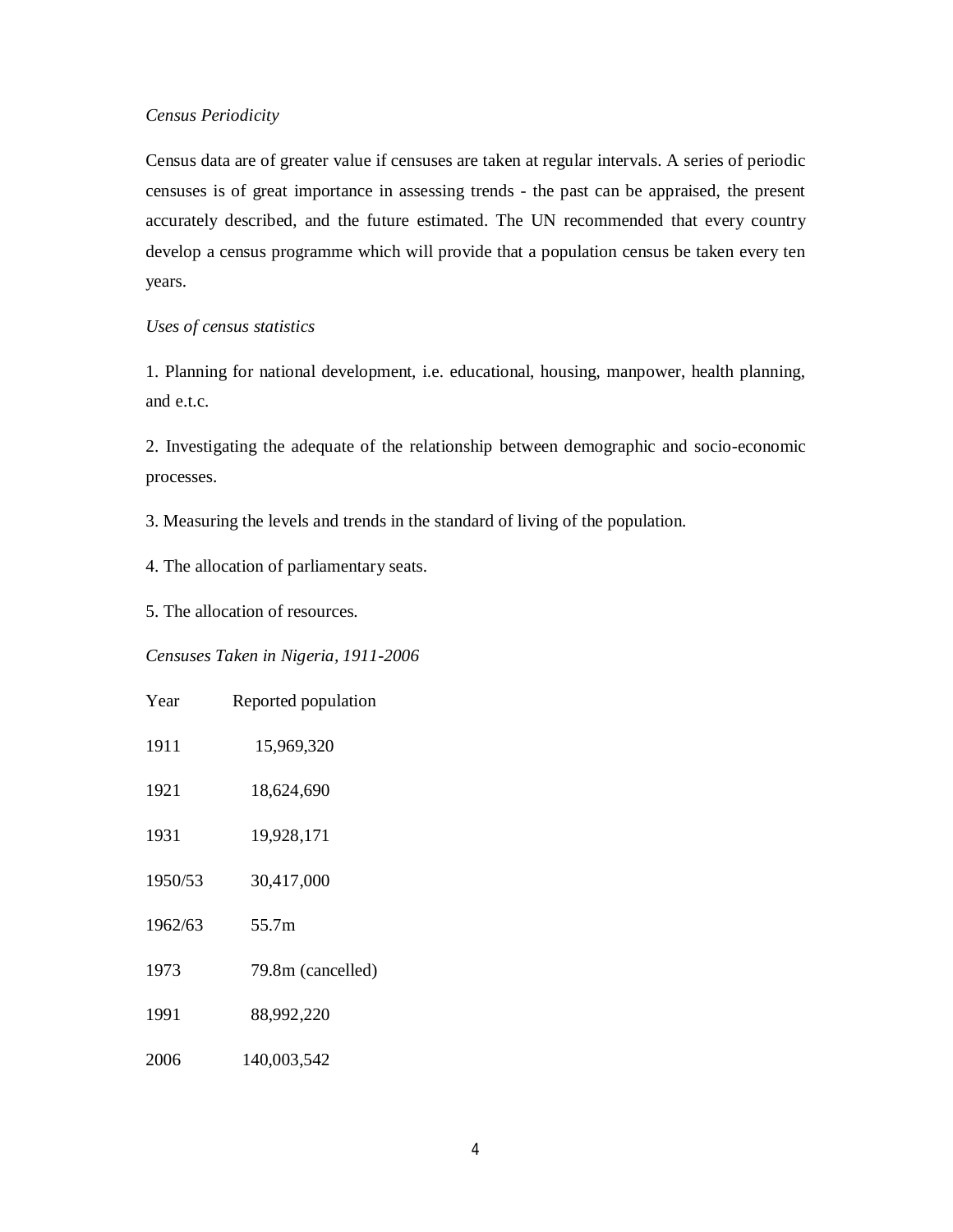*Census Periodicity*

Census data are of greater value if censuses are taken at regular intervals. A series of periodic censuses is of great importance in assessing trends - the past can be appraised, the present accurately described, and the future estimated. The UN recommended that every country develop a census programme which will provide that a population census be taken every ten years.

*Uses of census statistics*

1. Planning for national development, i.e. educational, housing, manpower, health planning, and e.t.c.

2. Investigating the adequate of the relationship between demographic and socio-economic processes.

3. Measuring the levels and trends in the standard of living of the population.

4. The allocation of parliamentary seats.

5. The allocation of resources.

*Censuses Taken in Nigeria, 1911-2006*

| Year | Reported population |
|---|---|
| 1911 | 15,969,320 |
| 1921 | 18,624,690 |
| 1931 | 19,928,171 |
| 1950/53 | 30,417,000 |
| 1962/63 | 55.7m |
| 1973 | 79.8m (cancelled) |
| 1991 | 88,992,220 |
| 2006 | 140,003,542 |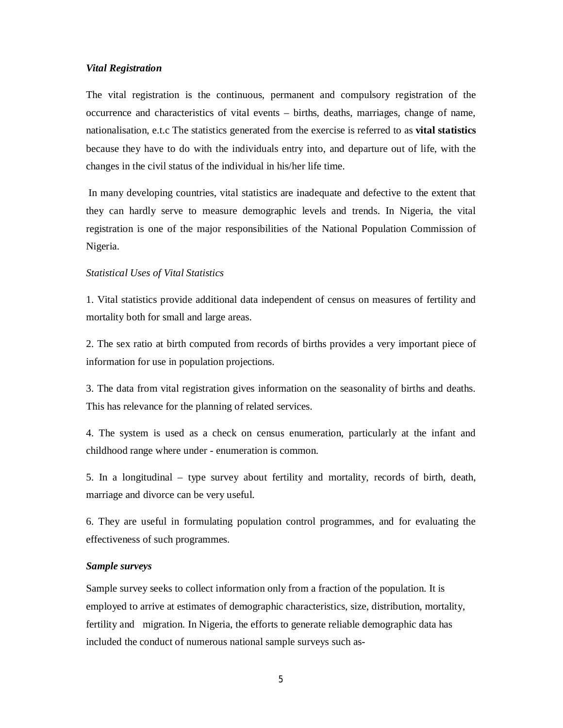***Vital Registration***

The vital registration is the continuous, permanent and compulsory registration of the occurrence and characteristics of vital events – births, deaths, marriages, change of name, nationalisation, e.t.c The statistics generated from the exercise is referred to as **vital statistics** because they have to do with the individuals entry into, and departure out of life, with the changes in the civil status of the individual in his/her life time.

In many developing countries, vital statistics are inadequate and defective to the extent that they can hardly serve to measure demographic levels and trends. In Nigeria, the vital registration is one of the major responsibilities of the National Population Commission of Nigeria.

*Statistical Uses of Vital Statistics*

1. Vital statistics provide additional data independent of census on measures of fertility and mortality both for small and large areas.

2. The sex ratio at birth computed from records of births provides a very important piece of information for use in population projections.

3. The data from vital registration gives information on the seasonality of births and deaths. This has relevance for the planning of related services.

4. The system is used as a check on census enumeration, particularly at the infant and childhood range where under - enumeration is common.

5. In a longitudinal – type survey about fertility and mortality, records of birth, death, marriage and divorce can be very useful.

6. They are useful in formulating population control programmes, and for evaluating the effectiveness of such programmes.

***Sample surveys***

Sample survey seeks to collect information only from a fraction of the population. It is employed to arrive at estimates of demographic characteristics, size, distribution, mortality, fertility and migration. In Nigeria, the efforts to generate reliable demographic data has included the conduct of numerous national sample surveys such as-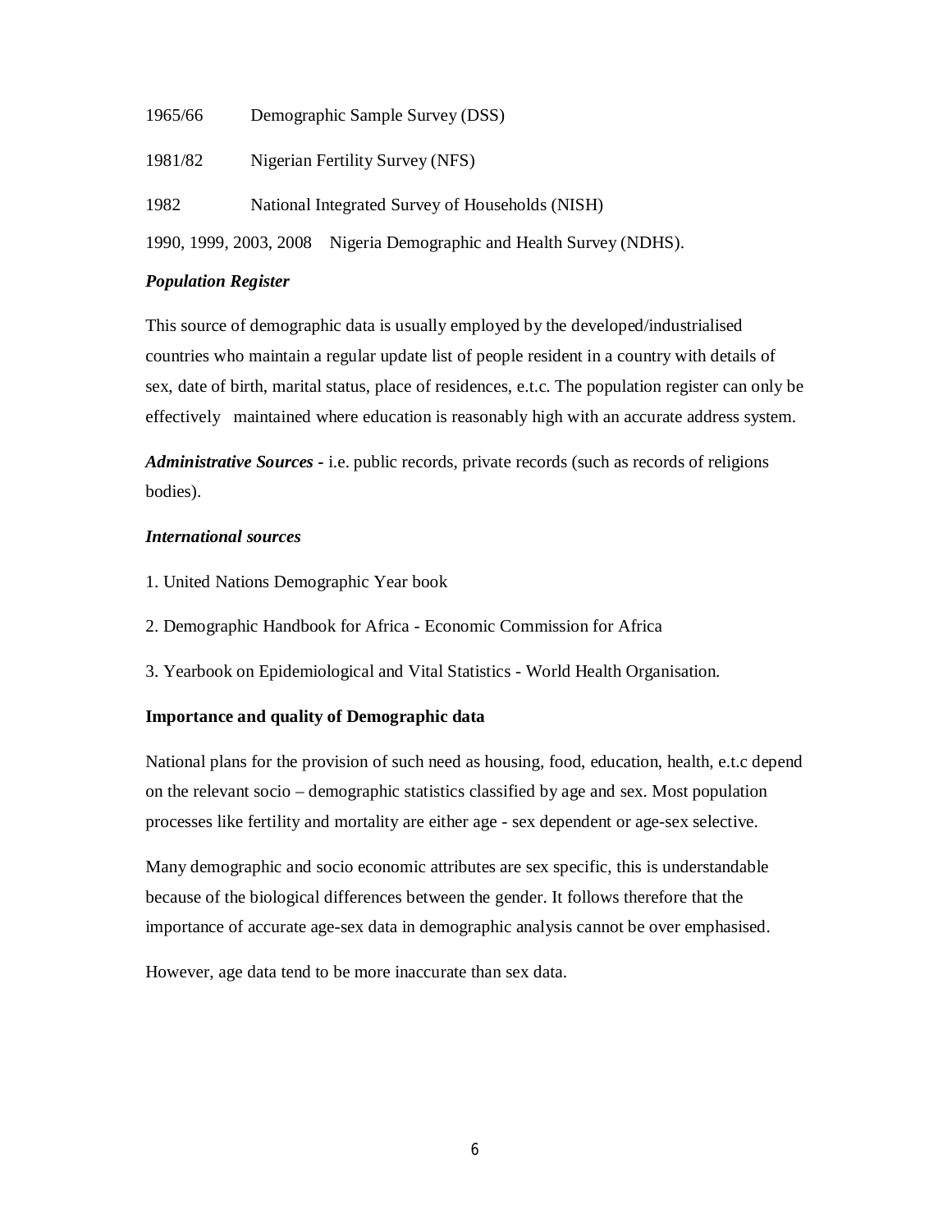1965/66 Demographic Sample Survey (DSS)

1981/82 Nigerian Fertility Survey (NFS)

1982 National Integrated Survey of Households (NISH)

1990, 1999, 2003, 2008 Nigeria Demographic and Health Survey (NDHS).

***Population Register***

This source of demographic data is usually employed by the developed/industrialised countries who maintain a regular update list of people resident in a country with details of sex, date of birth, marital status, place of residences, e.t.c. The population register can only be effectively maintained where education is reasonably high with an accurate address system.

***Administrative Sources*** - i.e. public records, private records (such as records of religions bodies).

***International sources***

1. United Nations Demographic Year book

2. Demographic Handbook for Africa - Economic Commission for Africa

3. Yearbook on Epidemiological and Vital Statistics - World Health Organisation.

**Importance and quality of Demographic data**

National plans for the provision of such need as housing, food, education, health, e.t.c depend on the relevant socio – demographic statistics classified by age and sex. Most population processes like fertility and mortality are either age - sex dependent or age-sex selective.

Many demographic and socio economic attributes are sex specific, this is understandable because of the biological differences between the gender. It follows therefore that the importance of accurate age-sex data in demographic analysis cannot be over emphasised.

However, age data tend to be more inaccurate than sex data.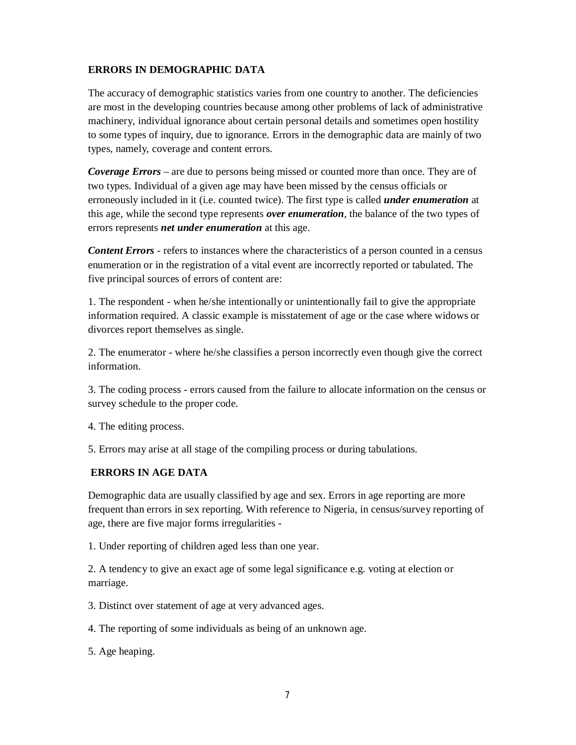## ERRORS IN DEMOGRAPHIC DATA

The accuracy of demographic statistics varies from one country to another. The deficiencies are most in the developing countries because among other problems of lack of administrative machinery, individual ignorance about certain personal details and sometimes open hostility to some types of inquiry, due to ignorance. Errors in the demographic data are mainly of two types, namely, coverage and content errors.

***Coverage Errors*** – are due to persons being missed or counted more than once. They are of two types. Individual of a given age may have been missed by the census officials or erroneously included in it (i.e. counted twice). The first type is called ***under enumeration*** at this age, while the second type represents ***over enumeration***, the balance of the two types of errors represents ***net under enumeration*** at this age.

***Content Errors*** - refers to instances where the characteristics of a person counted in a census enumeration or in the registration of a vital event are incorrectly reported or tabulated. The five principal sources of errors of content are:

1. The respondent - when he/she intentionally or unintentionally fail to give the appropriate information required. A classic example is misstatement of age or the case where widows or divorces report themselves as single.

2. The enumerator - where he/she classifies a person incorrectly even though give the correct information.

3. The coding process - errors caused from the failure to allocate information on the census or survey schedule to the proper code.

4. The editing process.

5. Errors may arise at all stage of the compiling process or during tabulations.

## ERRORS IN AGE DATA

Demographic data are usually classified by age and sex. Errors in age reporting are more frequent than errors in sex reporting. With reference to Nigeria, in census/survey reporting of age, there are five major forms irregularities -

1. Under reporting of children aged less than one year.

2. A tendency to give an exact age of some legal significance e.g. voting at election or marriage.

3. Distinct over statement of age at very advanced ages.

4. The reporting of some individuals as being of an unknown age.

5. Age heaping.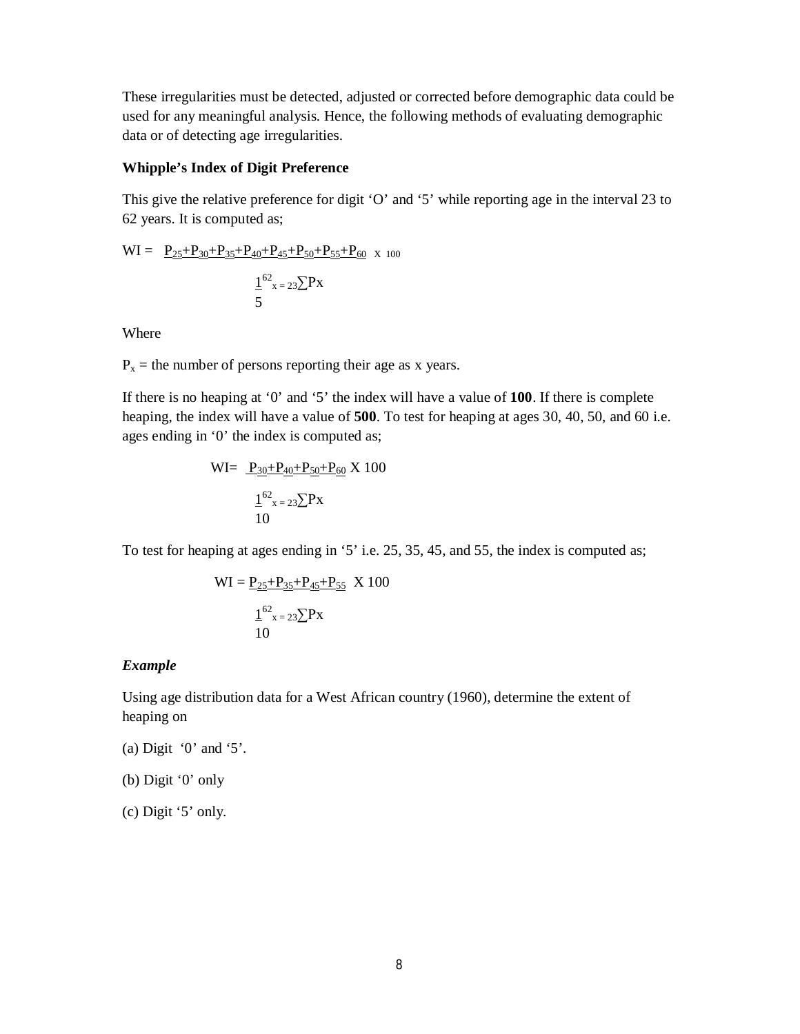These irregularities must be detected, adjusted or corrected before demographic data could be used for any meaningful analysis. Hence, the following methods of evaluating demographic data or of detecting age irregularities.

**Whipple's Index of Digit Preference**

This give the relative preference for digit 'O' and '5' while reporting age in the interval 23 to 62 years. It is computed as;

$$WI = \frac{P_{25}+P_{30}+P_{35}+P_{40}+P_{45}+P_{50}+P_{55}+P_{60}}{\frac{1}{5}\sum_{x=23}^{62} P_x} \times 100$$

Where

$P_x$ = the number of persons reporting their age as x years.

If there is no heaping at '0' and '5' the index will have a value of **100**. If there is complete heaping, the index will have a value of **500**. To test for heaping at ages 30, 40, 50, and 60 i.e. ages ending in '0' the index is computed as;

$$WI = \frac{P_{30}+P_{40}+P_{50}+P_{60}}{\frac{1}{10}\sum_{x=23}^{62} P_x} \times 100$$

To test for heaping at ages ending in '5' i.e. 25, 35, 45, and 55, the index is computed as;

$$WI = \frac{P_{25}+P_{35}+P_{45}+P_{55}}{\frac{1}{10}\sum_{x=23}^{62} P_x} \times 100$$

***Example***

Using age distribution data for a West African country (1960), determine the extent of heaping on

(a) Digit '0' and '5'.

(b) Digit '0' only

(c) Digit '5' only.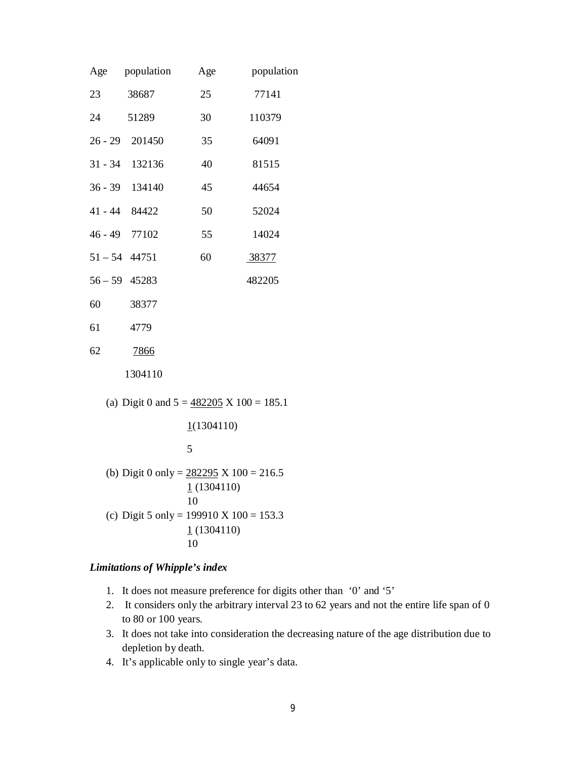| Age | population | Age | population |
|---|---|---|---|
| 23 | 38687 | 25 | 77141 |
| 24 | 51289 | 30 | 110379 |
| 26 - 29 | 201450 | 35 | 64091 |
| 31 - 34 | 132136 | 40 | 81515 |
| 36 - 39 | 134140 | 45 | 44654 |
| 41 - 44 | 84422 | 50 | 52024 |
| 46 - 49 | 77102 | 55 | 14024 |
| 51 – 54 | 44751 | 60 | 38377 |
| 56 – 59 | 45283 | | 482205 |
| 60 | 38377 | | |
| 61 | 4779 | | |
| 62 | 7866 | | |
| | 1304110 | | |

(a) Digit 0 and 5 = $\frac{482205}{\frac{1}{5}(1304110)} \times 100 = 185.1$

(b) Digit 0 only = $\frac{282295}{\frac{1}{10}(1304110)} \times 100 = 216.5$

(c) Digit 5 only = $\frac{199910}{\frac{1}{10}(1304110)} \times 100 = 153.3$

***Limitations of Whipple's index***

1. It does not measure preference for digits other than '0' and '5'
2. It considers only the arbitrary interval 23 to 62 years and not the entire life span of 0 to 80 or 100 years.
3. It does not take into consideration the decreasing nature of the age distribution due to depletion by death.
4. It's applicable only to single year's data.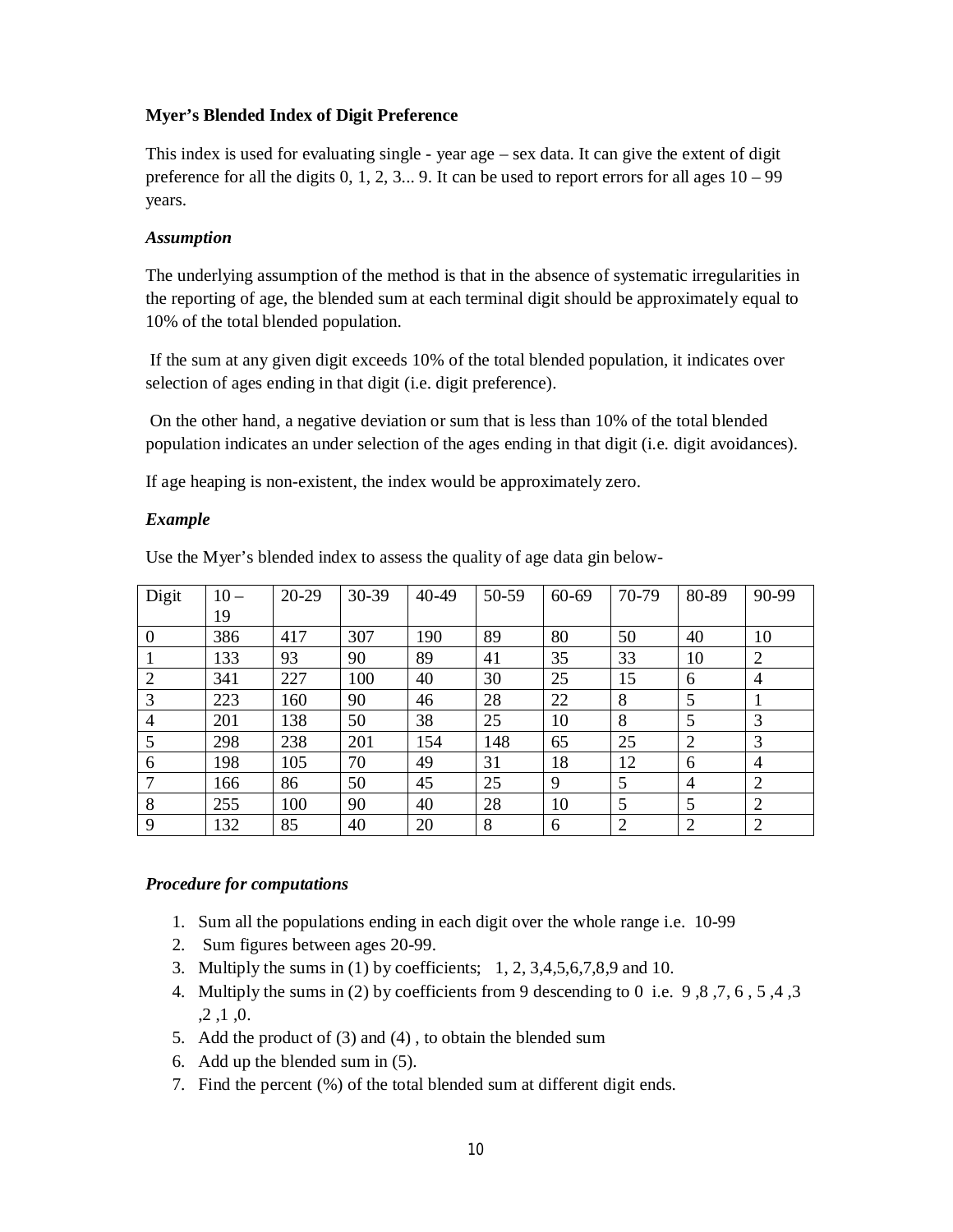**Myer's Blended Index of Digit Preference**

This index is used for evaluating single - year age – sex data. It can give the extent of digit preference for all the digits 0, 1, 2, 3... 9. It can be used to report errors for all ages 10 – 99 years.

***Assumption***

The underlying assumption of the method is that in the absence of systematic irregularities in the reporting of age, the blended sum at each terminal digit should be approximately equal to 10% of the total blended population.

If the sum at any given digit exceeds 10% of the total blended population, it indicates over selection of ages ending in that digit (i.e. digit preference).

On the other hand, a negative deviation or sum that is less than 10% of the total blended population indicates an under selection of the ages ending in that digit (i.e. digit avoidances).

If age heaping is non-existent, the index would be approximately zero.

***Example***

Use the Myer's blended index to assess the quality of age data gin below-

| Digit | 10 – 19 | 20-29 | 30-39 | 40-49 | 50-59 | 60-69 | 70-79 | 80-89 | 90-99 |
|---|---|---|---|---|---|---|---|---|---|
| 0 | 386 | 417 | 307 | 190 | 89 | 80 | 50 | 40 | 10 |
| 1 | 133 | 93 | 90 | 89 | 41 | 35 | 33 | 10 | 2 |
| 2 | 341 | 227 | 100 | 40 | 30 | 25 | 15 | 6 | 4 |
| 3 | 223 | 160 | 90 | 46 | 28 | 22 | 8 | 5 | 1 |
| 4 | 201 | 138 | 50 | 38 | 25 | 10 | 8 | 5 | 3 |
| 5 | 298 | 238 | 201 | 154 | 148 | 65 | 25 | 2 | 3 |
| 6 | 198 | 105 | 70 | 49 | 31 | 18 | 12 | 6 | 4 |
| 7 | 166 | 86 | 50 | 45 | 25 | 9 | 5 | 4 | 2 |
| 8 | 255 | 100 | 90 | 40 | 28 | 10 | 5 | 5 | 2 |
| 9 | 132 | 85 | 40 | 20 | 8 | 6 | 2 | 2 | 2 |

***Procedure for computations***

1. Sum all the populations ending in each digit over the whole range i.e. 10-99
2. Sum figures between ages 20-99.
3. Multiply the sums in (1) by coefficients; 1, 2, 3,4,5,6,7,8,9 and 10.
4. Multiply the sums in (2) by coefficients from 9 descending to 0 i.e. 9 ,8 ,7, 6 , 5 ,4 ,3 ,2 ,1 ,0.
5. Add the product of (3) and (4) , to obtain the blended sum
6. Add up the blended sum in (5).
7. Find the percent (%) of the total blended sum at different digit ends.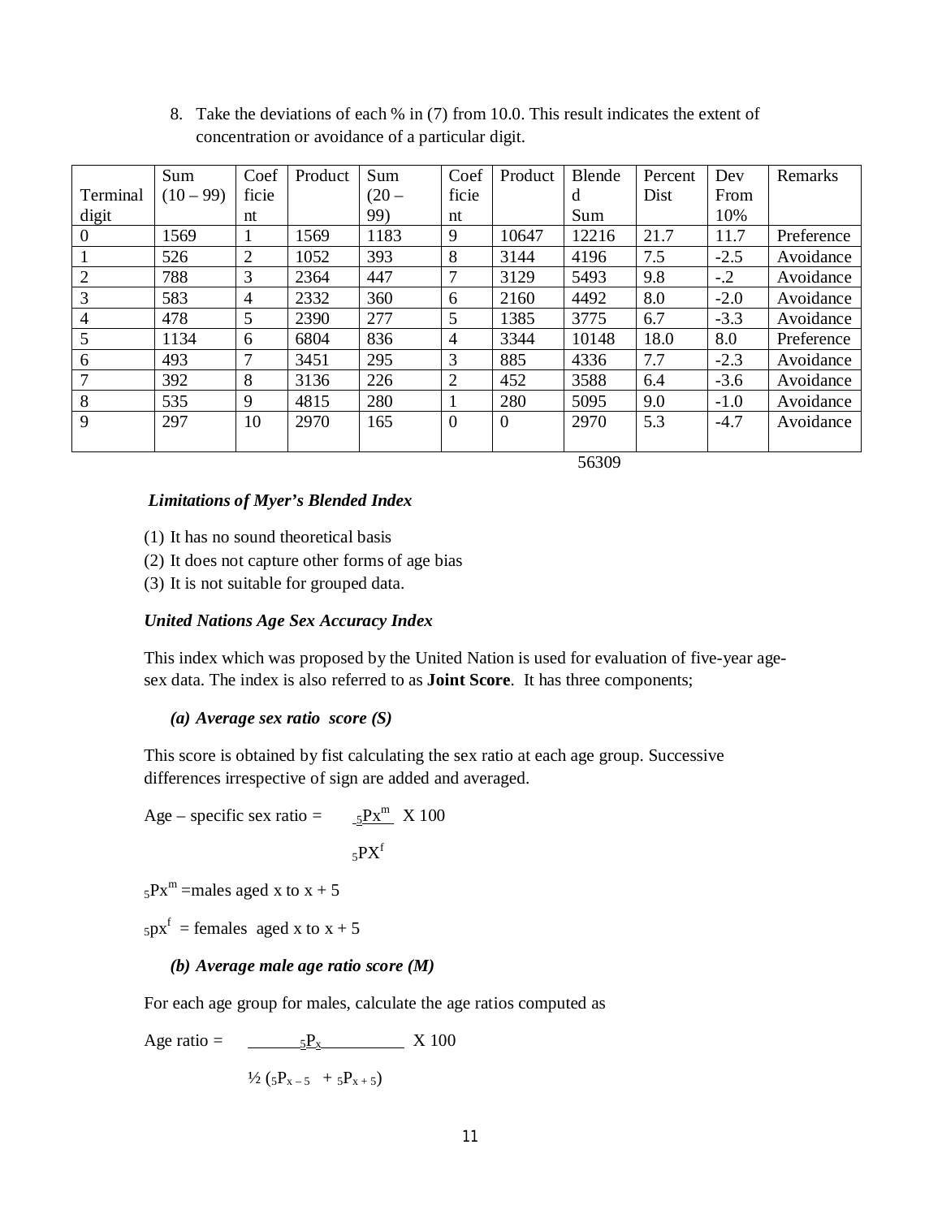8. Take the deviations of each % in (7) from 10.0. This result indicates the extent of concentration or avoidance of a particular digit.

| Terminal digit | Sum (10 – 99) | Coefficient | Product | Sum (20 – 99) | Coefficient | Product | Blended Sum | Percent Dist | Dev From 10% | Remarks |
|---|---|---|---|---|---|---|---|---|---|---|
| 0 | 1569 | 1 | 1569 | 1183 | 9 | 10647 | 12216 | 21.7 | 11.7 | Preference |
| 1 | 526 | 2 | 1052 | 393 | 8 | 3144 | 4196 | 7.5 | -2.5 | Avoidance |
| 2 | 788 | 3 | 2364 | 447 | 7 | 3129 | 5493 | 9.8 | -.2 | Avoidance |
| 3 | 583 | 4 | 2332 | 360 | 6 | 2160 | 4492 | 8.0 | -2.0 | Avoidance |
| 4 | 478 | 5 | 2390 | 277 | 5 | 1385 | 3775 | 6.7 | -3.3 | Avoidance |
| 5 | 1134 | 6 | 6804 | 836 | 4 | 3344 | 10148 | 18.0 | 8.0 | Preference |
| 6 | 493 | 7 | 3451 | 295 | 3 | 885 | 4336 | 7.7 | -2.3 | Avoidance |
| 7 | 392 | 8 | 3136 | 226 | 2 | 452 | 3588 | 6.4 | -3.6 | Avoidance |
| 8 | 535 | 9 | 4815 | 280 | 1 | 280 | 5095 | 9.0 | -1.0 | Avoidance |
| 9 | 297 | 10 | 2970 | 165 | 0 | 0 | 2970 | 5.3 | -4.7 | Avoidance |
| | | | | | | | 56309 | | | |

***Limitations of Myer's Blended Index***

(1) It has no sound theoretical basis
(2) It does not capture other forms of age bias
(3) It is not suitable for grouped data.

***United Nations Age Sex Accuracy Index***

This index which was proposed by the United Nation is used for evaluation of five-year age-sex data. The index is also referred to as **Joint Score**. It has three components;

***(a) Average sex ratio score (S)***

This score is obtained by fist calculating the sex ratio at each age group. Successive differences irrespective of sign are added and averaged.

$$\text{Age – specific sex ratio} = \frac{{}_5Px^m}{{}_5PX^f} \times 100$$

${}_5Px^m$ =males aged x to x + 5

${}_5px^f$ = females aged x to x + 5

***(b) Average male age ratio score (M)***

For each age group for males, calculate the age ratios computed as

$$\text{Age ratio} = \frac{{}_5P_x}{\frac{1}{2}\left({}_5P_{x-5} + {}_5P_{x+5}\right)} \times 100$$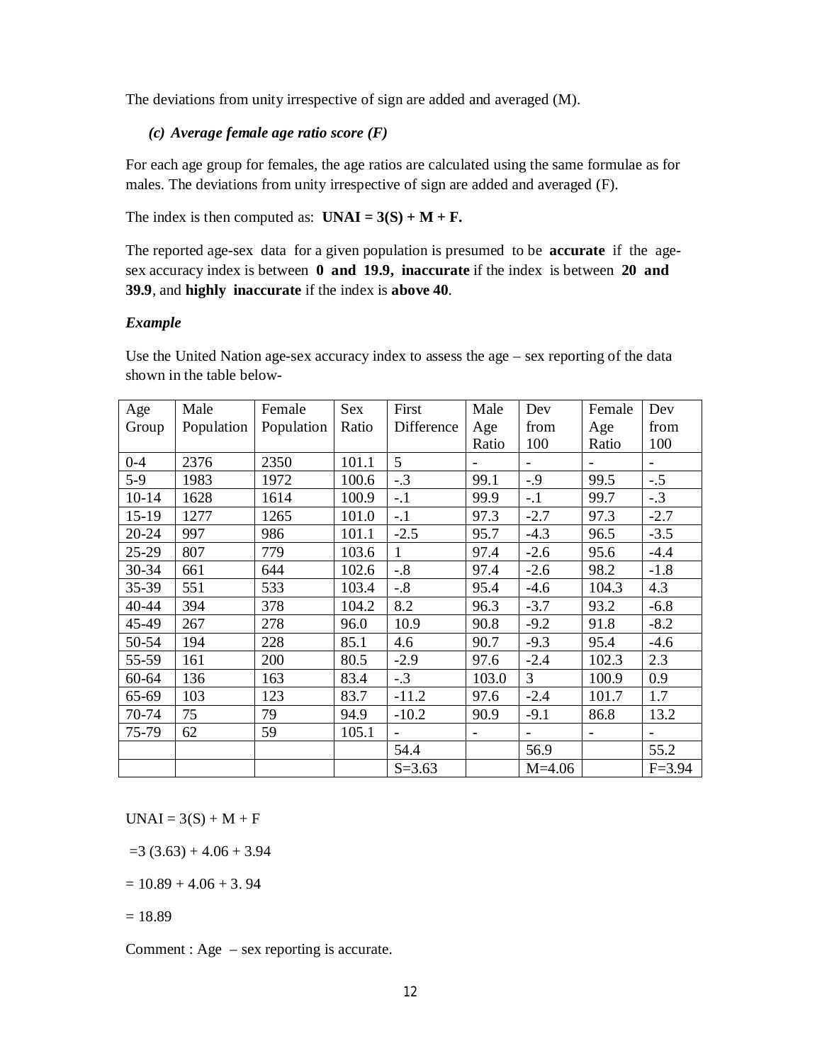The deviations from unity irrespective of sign are added and averaged (M).

### *(c) Average female age ratio score (F)*

For each age group for females, the age ratios are calculated using the same formulae as for males. The deviations from unity irrespective of sign are added and averaged (F).

The index is then computed as: **UNAI = 3(S) + M + F.**

The reported age-sex data for a given population is presumed to be **accurate** if the age-sex accuracy index is between **0 and 19.9**, **inaccurate** if the index is between **20 and 39.9**, and **highly inaccurate** if the index is **above 40**.

***Example***

Use the United Nation age-sex accuracy index to assess the age – sex reporting of the data shown in the table below-

| Age Group | Male Population | Female Population | Sex Ratio | First Difference | Male Age Ratio | Dev from 100 | Female Age Ratio | Dev from 100 |
|---|---|---|---|---|---|---|---|---|
| 0-4 | 2376 | 2350 | 101.1 | 5 | - | - | - | - |
| 5-9 | 1983 | 1972 | 100.6 | -.3 | 99.1 | -.9 | 99.5 | -.5 |
| 10-14 | 1628 | 1614 | 100.9 | -.1 | 99.9 | -.1 | 99.7 | -.3 |
| 15-19 | 1277 | 1265 | 101.0 | -.1 | 97.3 | -2.7 | 97.3 | -2.7 |
| 20-24 | 997 | 986 | 101.1 | -2.5 | 95.7 | -4.3 | 96.5 | -3.5 |
| 25-29 | 807 | 779 | 103.6 | 1 | 97.4 | -2.6 | 95.6 | -4.4 |
| 30-34 | 661 | 644 | 102.6 | -.8 | 97.4 | -2.6 | 98.2 | -1.8 |
| 35-39 | 551 | 533 | 103.4 | -.8 | 95.4 | -4.6 | 104.3 | 4.3 |
| 40-44 | 394 | 378 | 104.2 | 8.2 | 96.3 | -3.7 | 93.2 | -6.8 |
| 45-49 | 267 | 278 | 96.0 | 10.9 | 90.8 | -9.2 | 91.8 | -8.2 |
| 50-54 | 194 | 228 | 85.1 | 4.6 | 90.7 | -9.3 | 95.4 | -4.6 |
| 55-59 | 161 | 200 | 80.5 | -2.9 | 97.6 | -2.4 | 102.3 | 2.3 |
| 60-64 | 136 | 163 | 83.4 | -.3 | 103.0 | 3 | 100.9 | 0.9 |
| 65-69 | 103 | 123 | 83.7 | -11.2 | 97.6 | -2.4 | 101.7 | 1.7 |
| 70-74 | 75 | 79 | 94.9 | -10.2 | 90.9 | -9.1 | 86.8 | 13.2 |
| 75-79 | 62 | 59 | 105.1 | - | - | - | - | - |
| | | | | 54.4 | | 56.9 | | 55.2 |
| | | | | S=3.63 | | M=4.06 | | F=3.94 |

UNAI = 3(S) + M + F

=3 (3.63) + 4.06 + 3.94

= 10.89 + 4.06 + 3. 94

= 18.89

Comment : Age – sex reporting is accurate.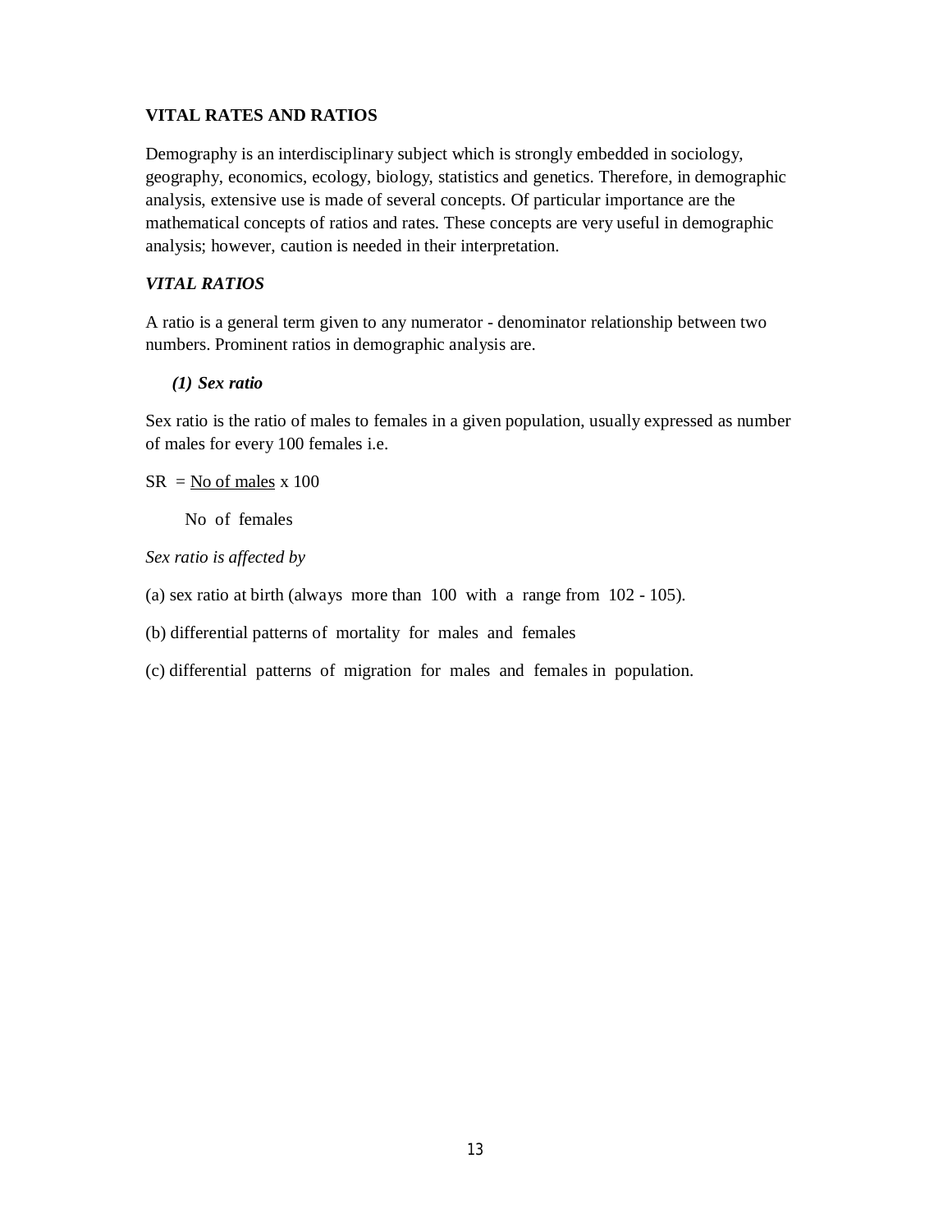## VITAL RATES AND RATIOS

Demography is an interdisciplinary subject which is strongly embedded in sociology, geography, economics, ecology, biology, statistics and genetics. Therefore, in demographic analysis, extensive use is made of several concepts. Of particular importance are the mathematical concepts of ratios and rates. These concepts are very useful in demographic analysis; however, caution is needed in their interpretation.

### *VITAL RATIOS*

A ratio is a general term given to any numerator - denominator relationship between two numbers. Prominent ratios in demographic analysis are.

#### *(1) Sex ratio*

Sex ratio is the ratio of males to females in a given population, usually expressed as number of males for every 100 females i.e.

$$SR = \frac{\text{No of males}}{\text{No of females}} \times 100$$

*Sex ratio is affected by*

(a) sex ratio at birth (always more than 100 with a range from 102 - 105).

(b) differential patterns of mortality for males and females

(c) differential patterns of migration for males and females in population.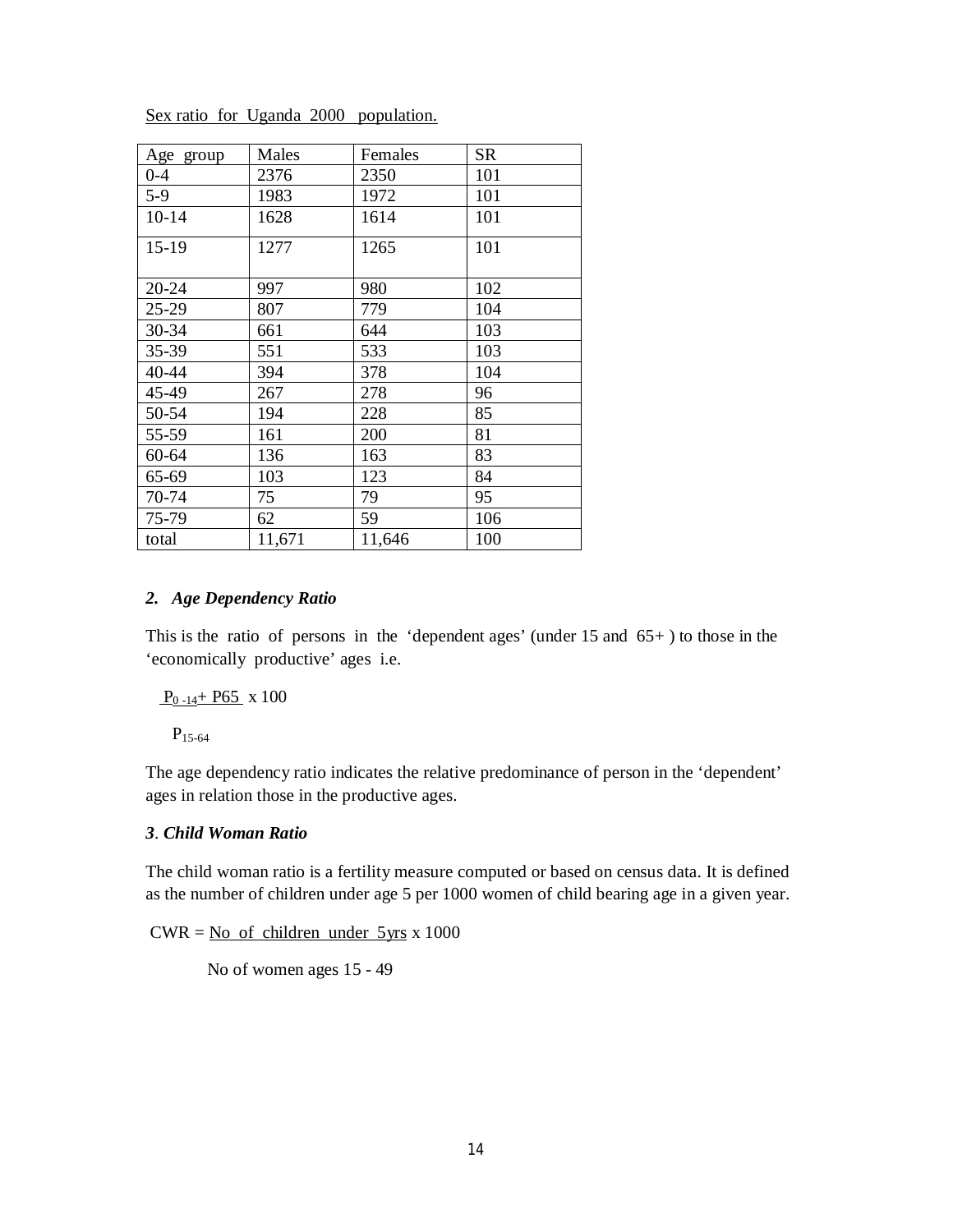Sex ratio for Uganda 2000 population.

| Age group | Males | Females | SR |
|---|---|---|---|
| 0-4 | 2376 | 2350 | 101 |
| 5-9 | 1983 | 1972 | 101 |
| 10-14 | 1628 | 1614 | 101 |
| 15-19 | 1277 | 1265 | 101 |
| 20-24 | 997 | 980 | 102 |
| 25-29 | 807 | 779 | 104 |
| 30-34 | 661 | 644 | 103 |
| 35-39 | 551 | 533 | 103 |
| 40-44 | 394 | 378 | 104 |
| 45-49 | 267 | 278 | 96 |
| 50-54 | 194 | 228 | 85 |
| 55-59 | 161 | 200 | 81 |
| 60-64 | 136 | 163 | 83 |
| 65-69 | 103 | 123 | 84 |
| 70-74 | 75 | 79 | 95 |
| 75-79 | 62 | 59 | 106 |
| total | 11,671 | 11,646 | 100 |

### *2. Age Dependency Ratio*

This is the ratio of persons in the 'dependent ages' (under 15 and 65+ ) to those in the 'economically productive' ages i.e.

$$\frac{P_{0-14} + P65}{P_{15-64}} \times 100$$

The age dependency ratio indicates the relative predominance of person in the 'dependent' ages in relation those in the productive ages.

### *3. Child Woman Ratio*

The child woman ratio is a fertility measure computed or based on census data. It is defined as the number of children under age 5 per 1000 women of child bearing age in a given year.

$$CWR = \frac{\text{No of children under 5yrs}}{\text{No of women ages 15 - 49}} \times 1000$$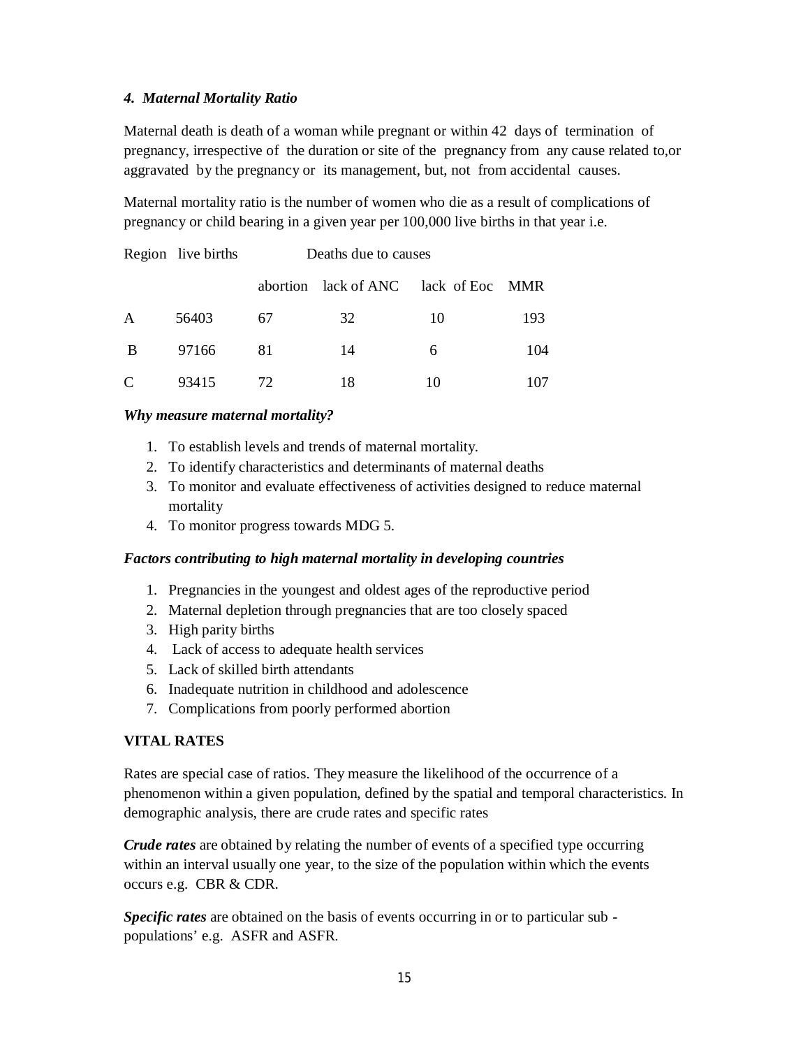### *4. Maternal Mortality Ratio*

Maternal death is death of a woman while pregnant or within 42 days of termination of pregnancy, irrespective of the duration or site of the pregnancy from any cause related to,or aggravated by the pregnancy or its management, but, not from accidental causes.

Maternal mortality ratio is the number of women who die as a result of complications of pregnancy or child bearing in a given year per 100,000 live births in that year i.e.

| Region | live births | Deaths due to causes | | | |
|---|---|---|---|---|---|
| | | abortion | lack of ANC | lack of Eoc | MMR |
| A | 56403 | 67 | 32 | 10 | 193 |
| B | 97166 | 81 | 14 | 6 | 104 |
| C | 93415 | 72 | 18 | 10 | 107 |

***Why measure maternal mortality?***

1. To establish levels and trends of maternal mortality.
2. To identify characteristics and determinants of maternal deaths
3. To monitor and evaluate effectiveness of activities designed to reduce maternal mortality
4. To monitor progress towards MDG 5.

***Factors contributing to high maternal mortality in developing countries***

1. Pregnancies in the youngest and oldest ages of the reproductive period
2. Maternal depletion through pregnancies that are too closely spaced
3. High parity births
4. Lack of access to adequate health services
5. Lack of skilled birth attendants
6. Inadequate nutrition in childhood and adolescence
7. Complications from poorly performed abortion

## VITAL RATES

Rates are special case of ratios. They measure the likelihood of the occurrence of a phenomenon within a given population, defined by the spatial and temporal characteristics. In demographic analysis, there are crude rates and specific rates

***Crude rates*** are obtained by relating the number of events of a specified type occurring within an interval usually one year, to the size of the population within which the events occurs e.g. CBR & CDR.

***Specific rates*** are obtained on the basis of events occurring in or to particular sub - populations' e.g. ASFR and ASFR.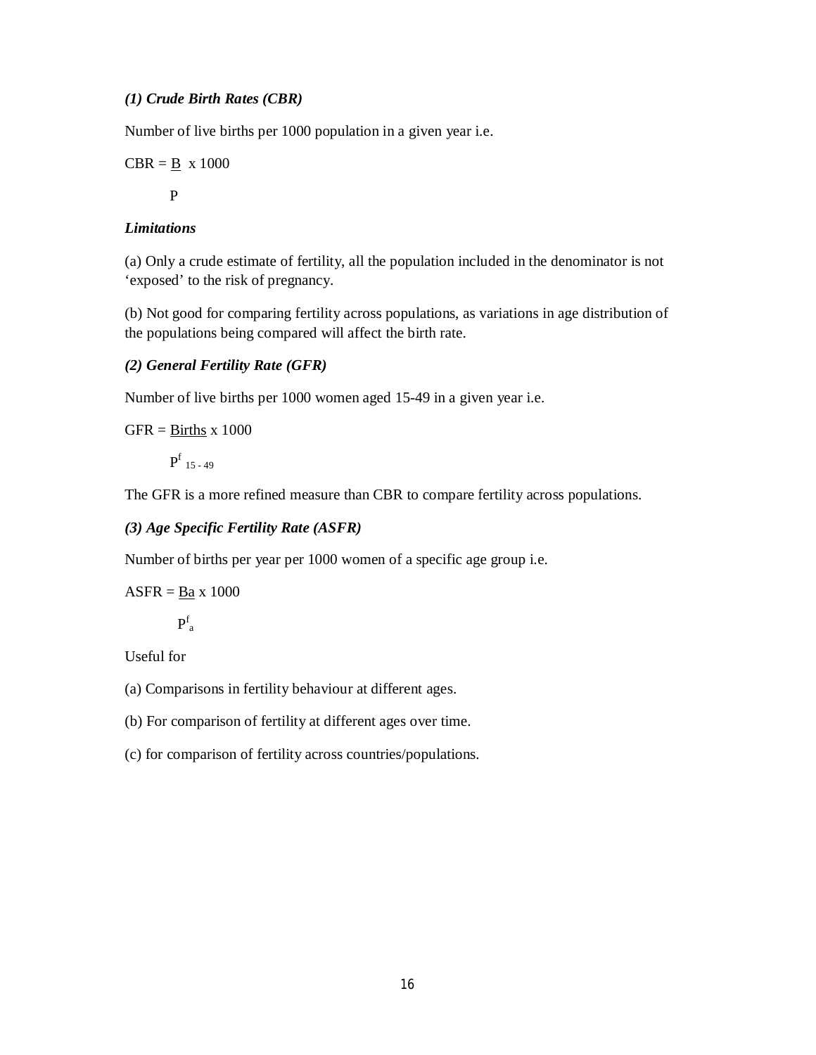***(1) Crude Birth Rates (CBR)***

Number of live births per 1000 population in a given year i.e.

$$CBR = \frac{B}{P} \times 1000$$

***Limitations***

(a) Only a crude estimate of fertility, all the population included in the denominator is not 'exposed' to the risk of pregnancy.

(b) Not good for comparing fertility across populations, as variations in age distribution of the populations being compared will affect the birth rate.

***(2) General Fertility Rate (GFR)***

Number of live births per 1000 women aged 15-49 in a given year i.e.

$$GFR = \frac{Births}{P^{f}_{15-49}} \times 1000$$

The GFR is a more refined measure than CBR to compare fertility across populations.

***(3) Age Specific Fertility Rate (ASFR)***

Number of births per year per 1000 women of a specific age group i.e.

$$ASFR = \frac{Ba}{P^{f}_{a}} \times 1000$$

Useful for

(a) Comparisons in fertility behaviour at different ages.

(b) For comparison of fertility at different ages over time.

(c) for comparison of fertility across countries/populations.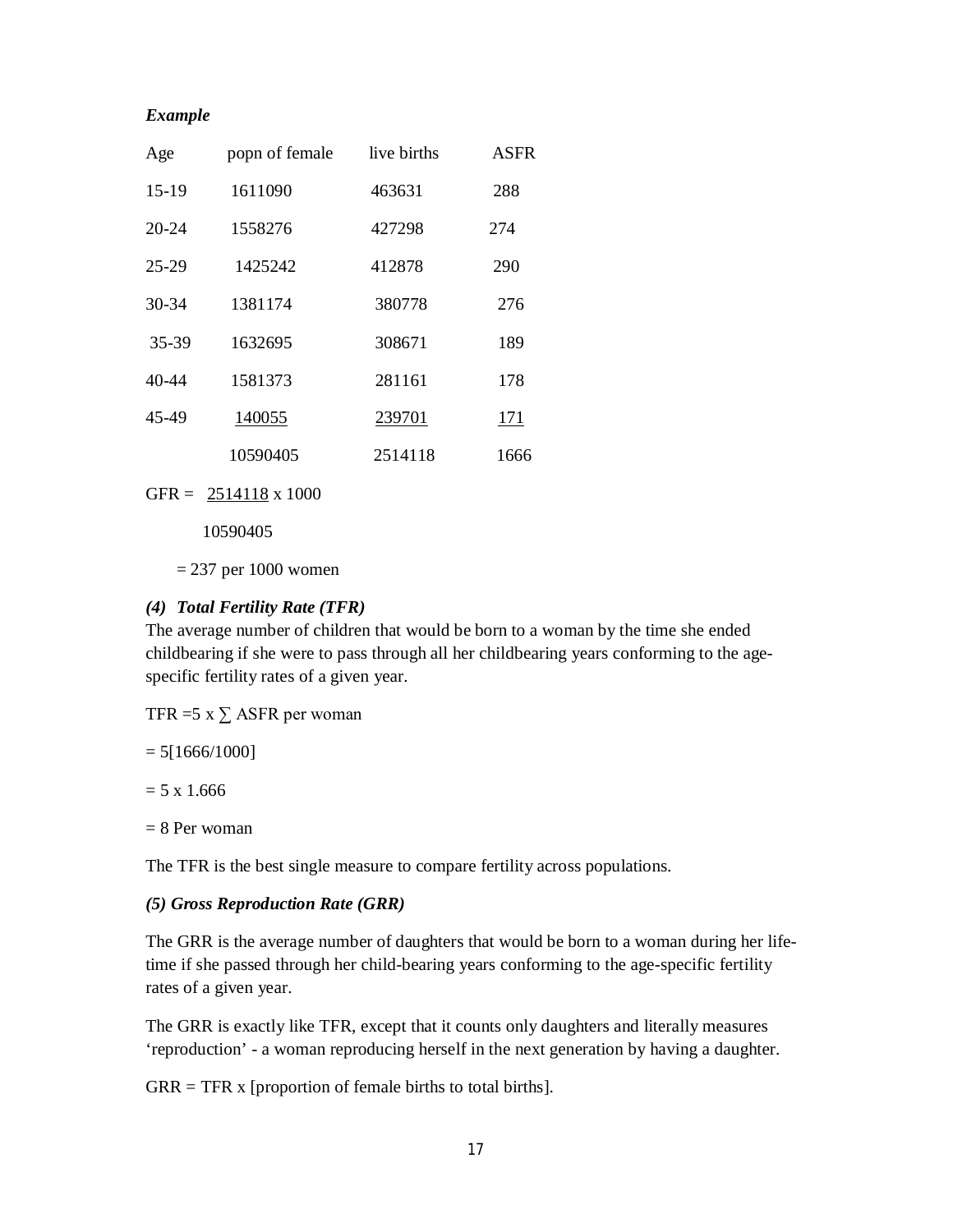***Example***

| Age | popn of female | live births | ASFR |
|---|---|---|---|
| 15-19 | 1611090 | 463631 | 288 |
| 20-24 | 1558276 | 427298 | 274 |
| 25-29 | 1425242 | 412878 | 290 |
| 30-34 | 1381174 | 380778 | 276 |
| 35-39 | 1632695 | 308671 | 189 |
| 40-44 | 1581373 | 281161 | 178 |
| 45-49 | 140055 | 239701 | 171 |
| | 10590405 | 2514118 | 1666 |

$$GFR = \frac{2514118}{10590405} \times 1000$$

= 237 per 1000 women

***(4) Total Fertility Rate (TFR)***

The average number of children that would be born to a woman by the time she ended childbearing if she were to pass through all her childbearing years conforming to the age-specific fertility rates of a given year.

TFR $= 5 \times \sum$ ASFR per woman

$= 5[1666/1000]$

$= 5 \times 1.666$

= 8 Per woman

The TFR is the best single measure to compare fertility across populations.

***(5) Gross Reproduction Rate (GRR)***

The GRR is the average number of daughters that would be born to a woman during her life-time if she passed through her child-bearing years conforming to the age-specific fertility rates of a given year.

The GRR is exactly like TFR, except that it counts only daughters and literally measures 'reproduction' - a woman reproducing herself in the next generation by having a daughter.

GRR = TFR x [proportion of female births to total births].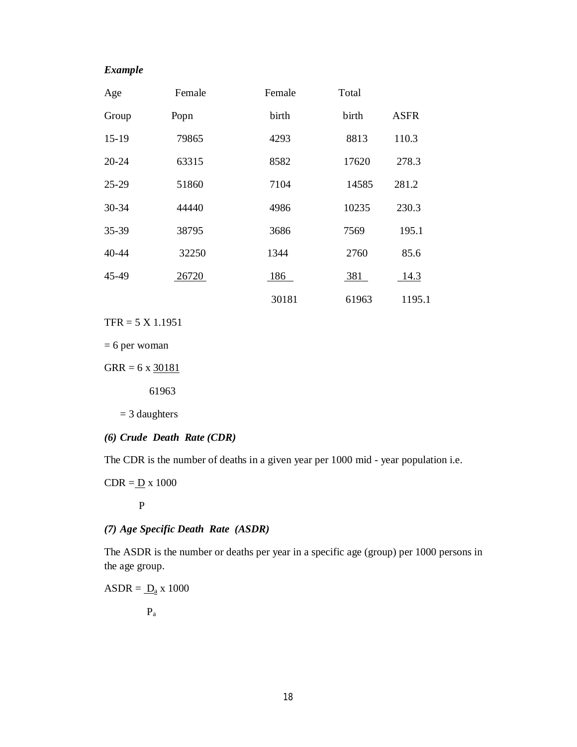***Example***

| Age Group | Female Popn | Female birth | Total birth | ASFR |
|---|---|---|---|---|
| 15-19 | 79865 | 4293 | 8813 | 110.3 |
| 20-24 | 63315 | 8582 | 17620 | 278.3 |
| 25-29 | 51860 | 7104 | 14585 | 281.2 |
| 30-34 | 44440 | 4986 | 10235 | 230.3 |
| 35-39 | 38795 | 3686 | 7569 | 195.1 |
| 40-44 | 32250 | 1344 | 2760 | 85.6 |
| 45-49 | 26720 | 186 | 381 | 14.3 |
| | | 30181 | 61963 | 1195.1 |

TFR = 5 X 1.1951

= 6 per woman

$$GRR = 6 \times \frac{30181}{61963}$$

= 3 daughters

***(6) Crude Death Rate (CDR)***

The CDR is the number of deaths in a given year per 1000 mid - year population i.e.

$$CDR = \frac{D}{P} \times 1000$$

***(7) Age Specific Death Rate (ASDR)***

The ASDR is the number or deaths per year in a specific age (group) per 1000 persons in the age group.

$$ASDR = \frac{D_a}{P_a} \times 1000$$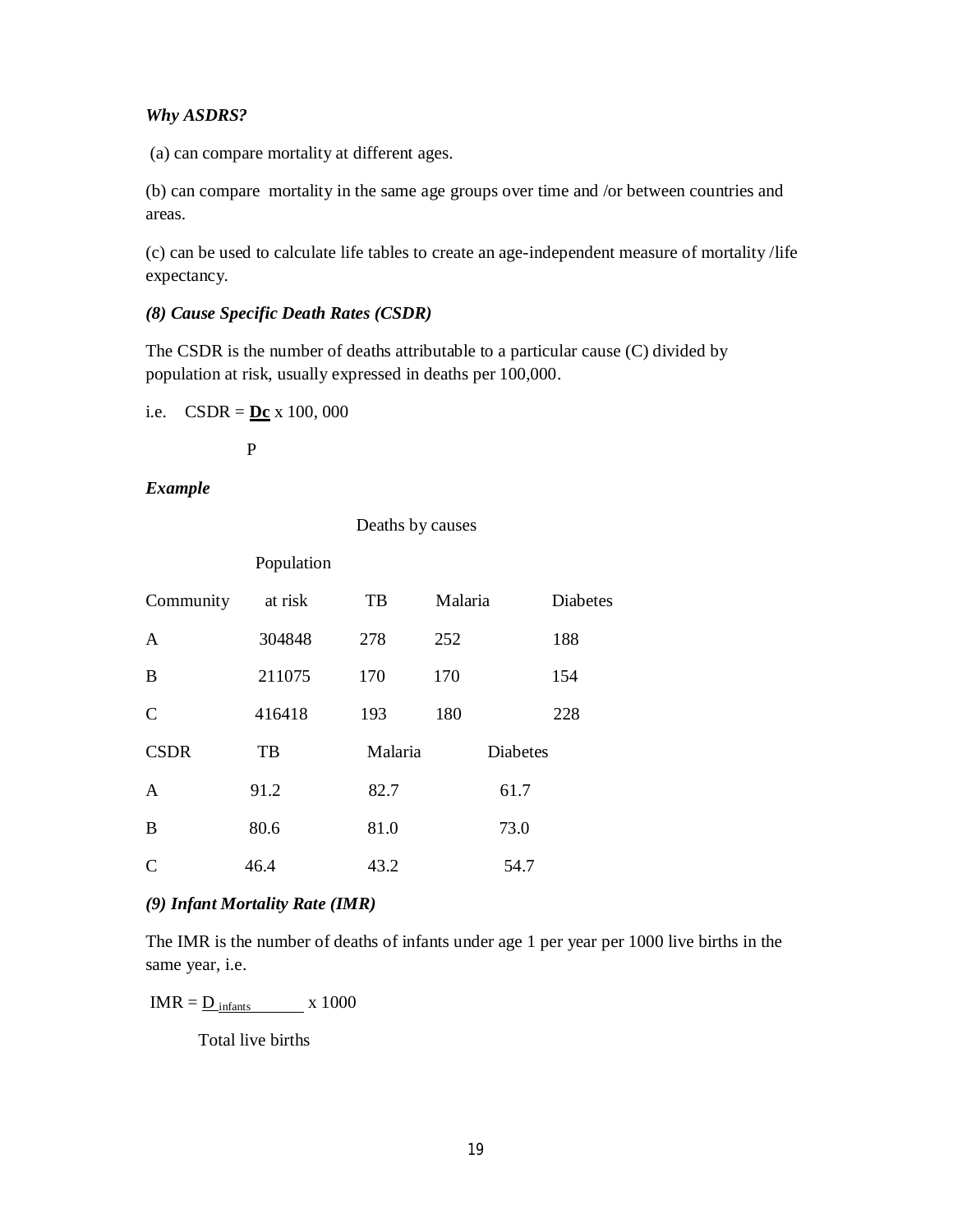***Why ASDRS?***

(a) can compare mortality at different ages.

(b) can compare mortality in the same age groups over time and /or between countries and areas.

(c) can be used to calculate life tables to create an age-independent measure of mortality /life expectancy.

***(8) Cause Specific Death Rates (CSDR)***

The CSDR is the number of deaths attributable to a particular cause (C) divided by population at risk, usually expressed in deaths per 100,000.

i.e. $$CSDR = \frac{D_c}{P} \times 100,000$$

***Example***

| Community | Population at risk | Deaths by causes TB | Malaria | Diabetes |
|---|---|---|---|---|
| A | 304848 | 278 | 252 | 188 |
| B | 211075 | 170 | 170 | 154 |
| C | 416418 | 193 | 180 | 228 |

| CSDR | TB | Malaria | Diabetes |
|---|---|---|---|
| A | 91.2 | 82.7 | 61.7 |
| B | 80.6 | 81.0 | 73.0 |
| C | 46.4 | 43.2 | 54.7 |

***(9) Infant Mortality Rate (IMR)***

The IMR is the number of deaths of infants under age 1 per year per 1000 live births in the same year, i.e.

$$IMR = \frac{D_{infants}}{\text{Total live births}} \times 1000$$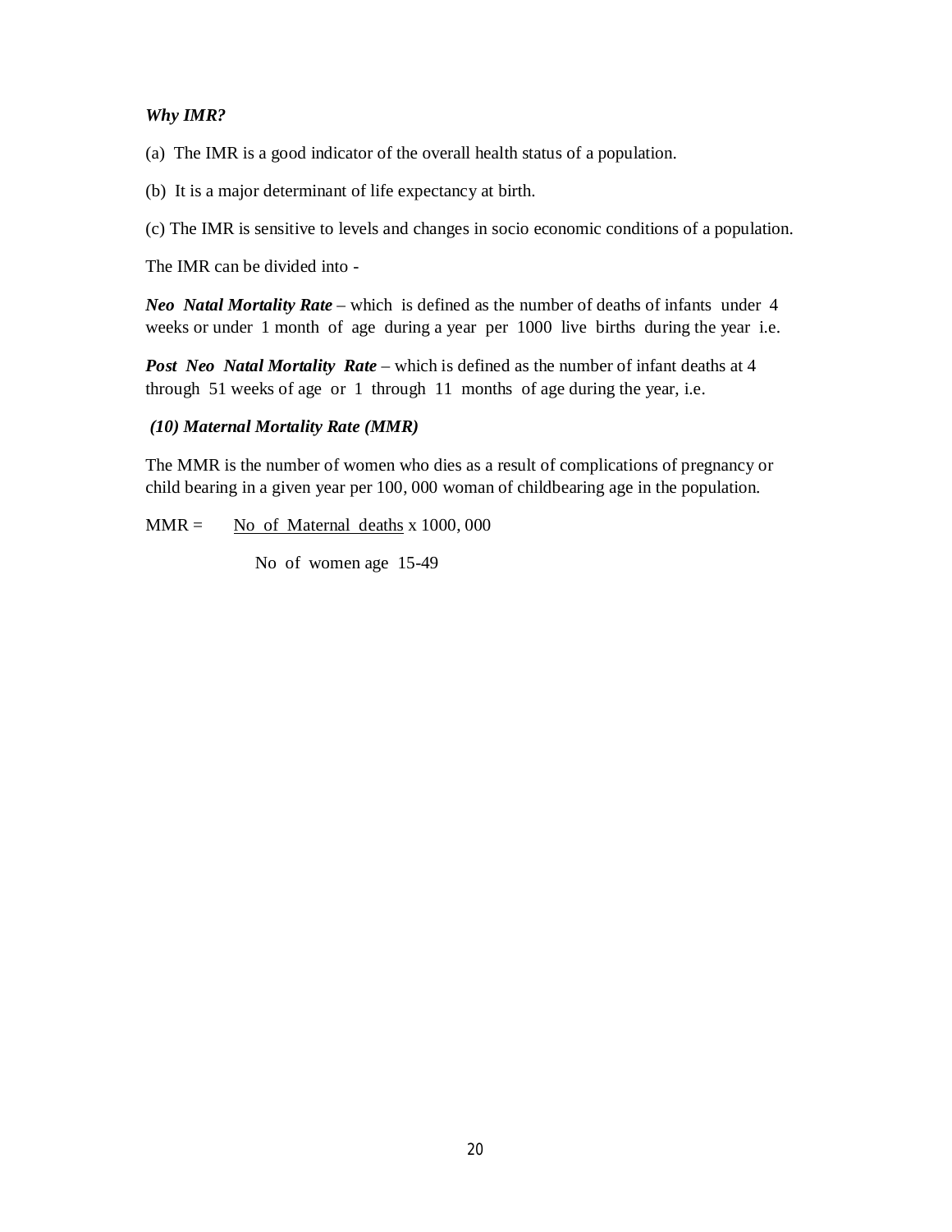***Why IMR?***

(a) The IMR is a good indicator of the overall health status of a population.

(b) It is a major determinant of life expectancy at birth.

(c) The IMR is sensitive to levels and changes in socio economic conditions of a population.

The IMR can be divided into -

***Neo Natal Mortality Rate*** – which is defined as the number of deaths of infants under 4 weeks or under 1 month of age during a year per 1000 live births during the year i.e.

***Post Neo Natal Mortality Rate*** – which is defined as the number of infant deaths at 4 through 51 weeks of age or 1 through 11 months of age during the year, i.e.

***(10) Maternal Mortality Rate (MMR)***

The MMR is the number of women who dies as a result of complications of pregnancy or child bearing in a given year per 100, 000 woman of childbearing age in the population.

$$MMR = \frac{\text{No of Maternal deaths}}{\text{No of women age 15-49}} \times 1000,000$$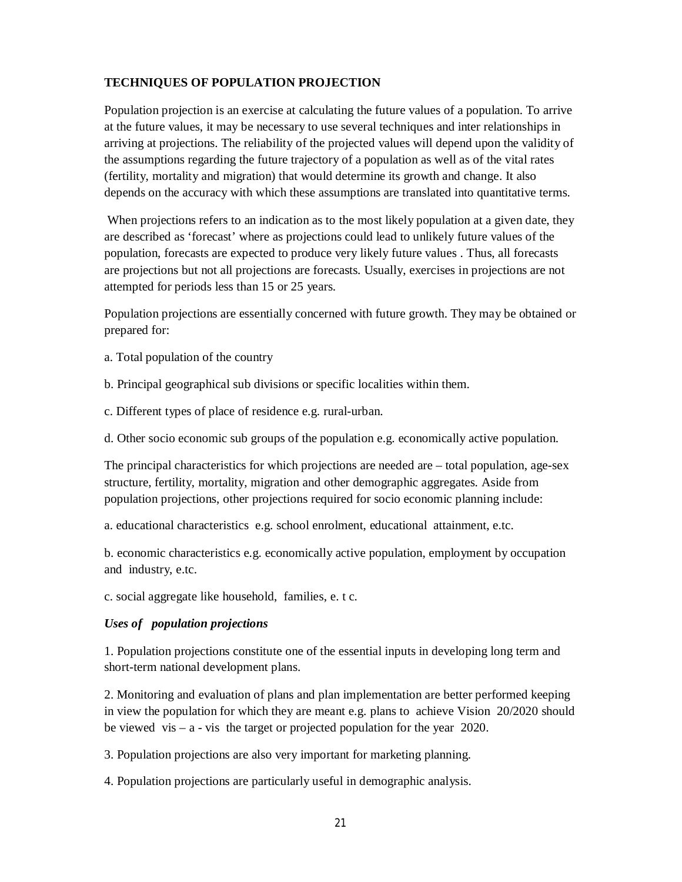## TECHNIQUES OF POPULATION PROJECTION

Population projection is an exercise at calculating the future values of a population. To arrive at the future values, it may be necessary to use several techniques and inter relationships in arriving at projections. The reliability of the projected values will depend upon the validity of the assumptions regarding the future trajectory of a population as well as of the vital rates (fertility, mortality and migration) that would determine its growth and change. It also depends on the accuracy with which these assumptions are translated into quantitative terms.

When projections refers to an indication as to the most likely population at a given date, they are described as 'forecast' where as projections could lead to unlikely future values of the population, forecasts are expected to produce very likely future values . Thus, all forecasts are projections but not all projections are forecasts. Usually, exercises in projections are not attempted for periods less than 15 or 25 years.

Population projections are essentially concerned with future growth. They may be obtained or prepared for:

a. Total population of the country

b. Principal geographical sub divisions or specific localities within them.

c. Different types of place of residence e.g. rural-urban.

d. Other socio economic sub groups of the population e.g. economically active population.

The principal characteristics for which projections are needed are – total population, age-sex structure, fertility, mortality, migration and other demographic aggregates. Aside from population projections, other projections required for socio economic planning include:

a. educational characteristics e.g. school enrolment, educational attainment, e.tc.

b. economic characteristics e.g. economically active population, employment by occupation and industry, e.tc.

c. social aggregate like household, families, e. t c.

***Uses of population projections***

1. Population projections constitute one of the essential inputs in developing long term and short-term national development plans.

2. Monitoring and evaluation of plans and plan implementation are better performed keeping in view the population for which they are meant e.g. plans to achieve Vision 20/2020 should be viewed vis – a - vis the target or projected population for the year 2020.

3. Population projections are also very important for marketing planning.

4. Population projections are particularly useful in demographic analysis.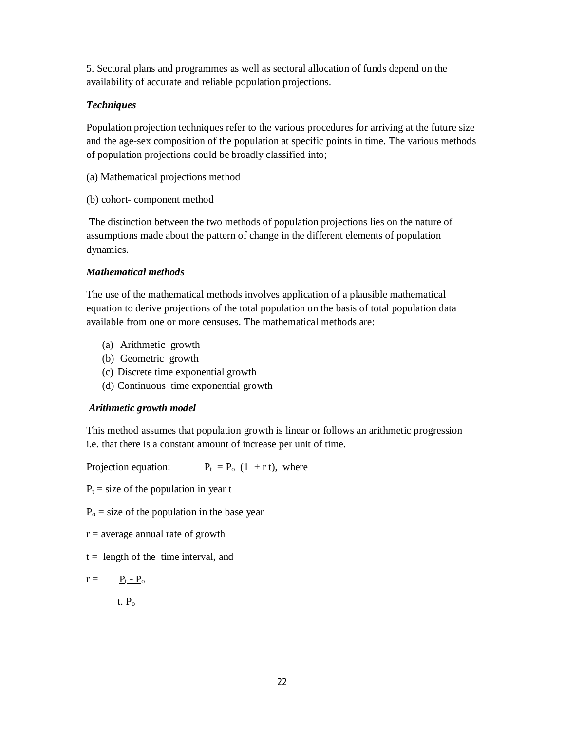5. Sectoral plans and programmes as well as sectoral allocation of funds depend on the availability of accurate and reliable population projections.

***Techniques***

Population projection techniques refer to the various procedures for arriving at the future size and the age-sex composition of the population at specific points in time. The various methods of population projections could be broadly classified into;

(a) Mathematical projections method

(b) cohort- component method

The distinction between the two methods of population projections lies on the nature of assumptions made about the pattern of change in the different elements of population dynamics.

***Mathematical methods***

The use of the mathematical methods involves application of a plausible mathematical equation to derive projections of the total population on the basis of total population data available from one or more censuses. The mathematical methods are:

(a) Arithmetic growth
(b) Geometric growth
(c) Discrete time exponential growth
(d) Continuous time exponential growth

***Arithmetic growth model***

This method assumes that population growth is linear or follows an arithmetic progression i.e. that there is a constant amount of increase per unit of time.

Projection equation: $P_t = P_o\ (1 + r\,t)$, where

$P_t$ = size of the population in year t

$P_o$ = size of the population in the base year

r = average annual rate of growth

t = length of the time interval, and

$$r = \frac{P_t - P_o}{t.\ P_o}$$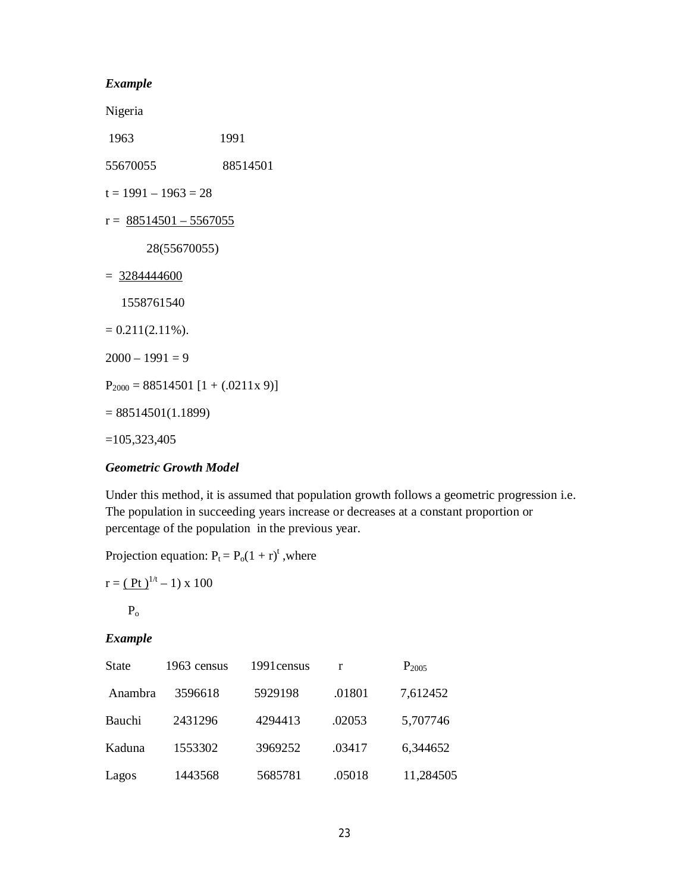***Example***

Nigeria

| 1963 | 1991 |
|---|---|
| 55670055 | 88514501 |

t = 1991 – 1963 = 28

$$r = \frac{88514501 - 5567055}{28(55670055)}$$

$$= \frac{3284444600}{1558761540}$$

= 0.211(2.11%).

2000 – 1991 = 9

$P_{2000}$ = 88514501 [1 + (.0211x 9)]

= 88514501(1.1899)

=105,323,405

***Geometric Growth Model***

Under this method, it is assumed that population growth follows a geometric progression i.e. The population in succeeding years increase or decreases at a constant proportion or percentage of the population in the previous year.

Projection equation: $P_t = P_o(1 + r)^t$ ,where

$$r = \left( \left( \frac{Pt}{P_o} \right)^{1/t} - 1 \right) \times 100$$

***Example***

| State | 1963 census | 1991census | r | $P_{2005}$ |
|---|---|---|---|---|
| Anambra | 3596618 | 5929198 | .01801 | 7,612452 |
| Bauchi | 2431296 | 4294413 | .02053 | 5,707746 |
| Kaduna | 1553302 | 3969252 | .03417 | 6,344652 |
| Lagos | 1443568 | 5685781 | .05018 | 11,284505 |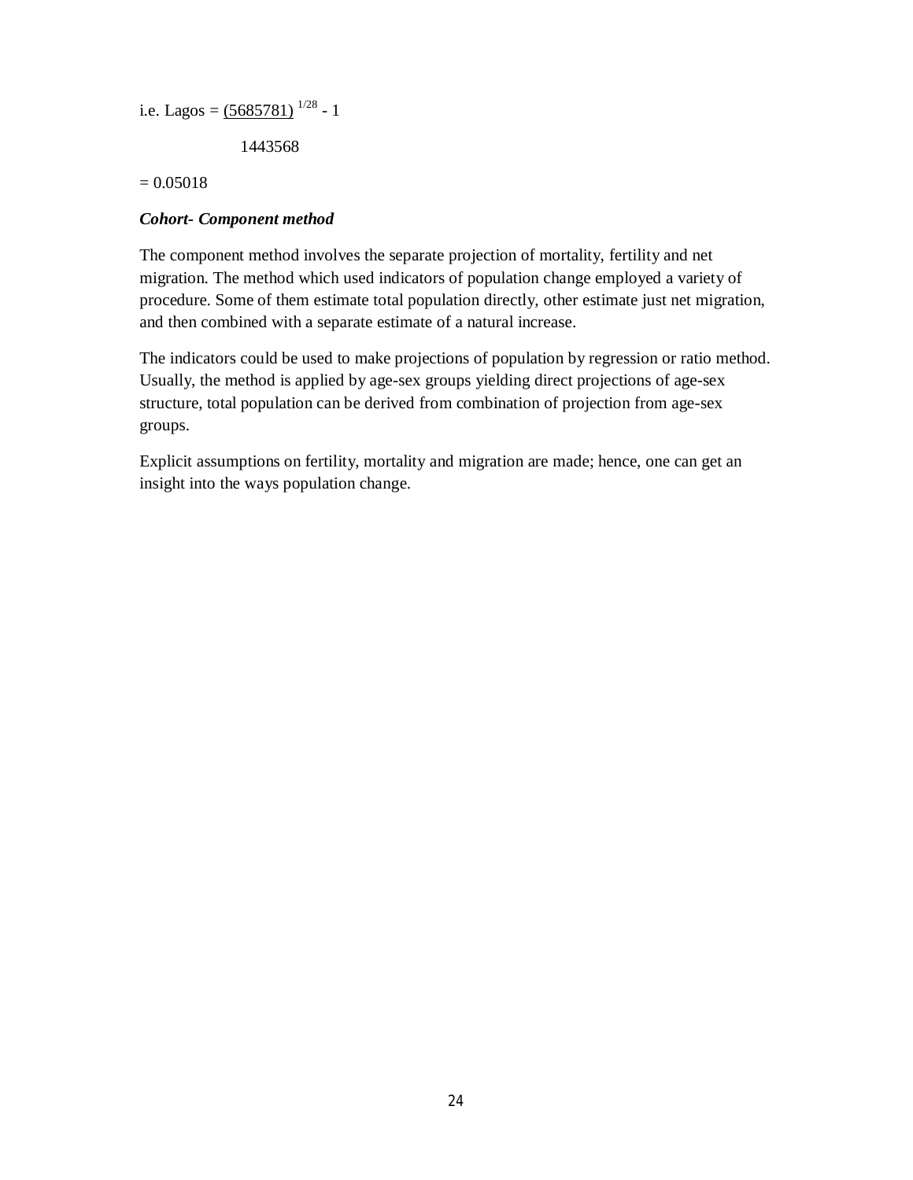i.e. Lagos = $\left(\frac{5685781}{1443568}\right)^{1/28} - 1$

$= 0.05018$

***Cohort- Component method***

The component method involves the separate projection of mortality, fertility and net migration. The method which used indicators of population change employed a variety of procedure. Some of them estimate total population directly, other estimate just net migration, and then combined with a separate estimate of a natural increase.

The indicators could be used to make projections of population by regression or ratio method. Usually, the method is applied by age-sex groups yielding direct projections of age-sex structure, total population can be derived from combination of projection from age-sex groups.

Explicit assumptions on fertility, mortality and migration are made; hence, one can get an insight into the ways population change.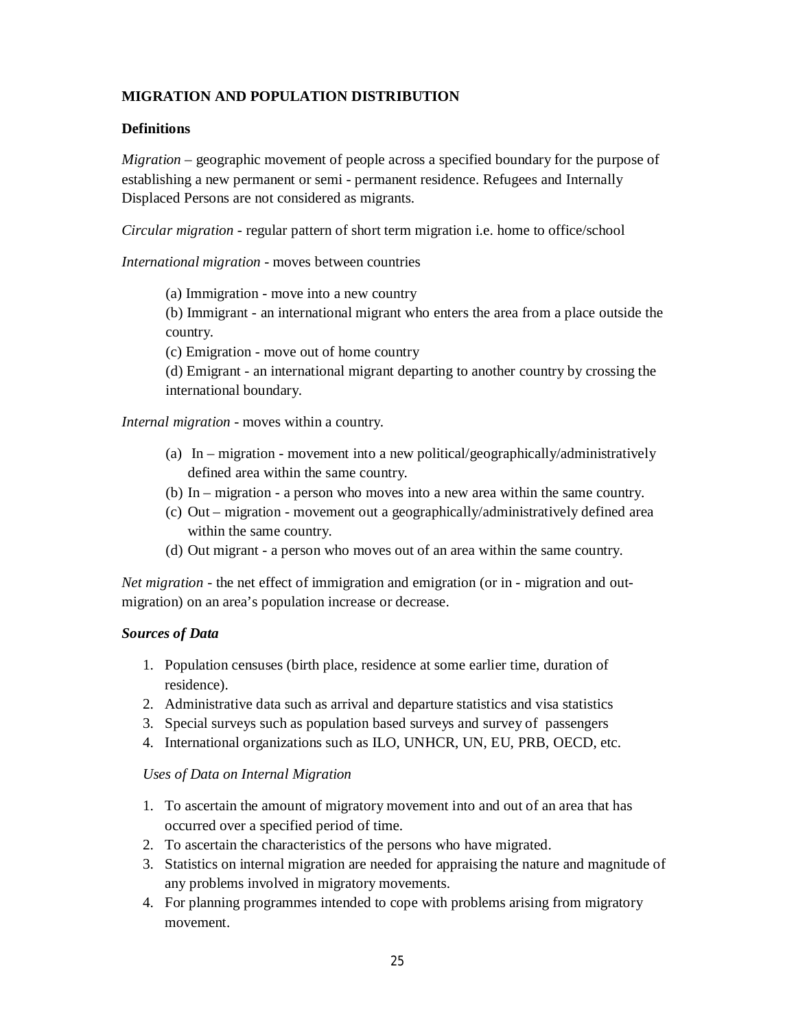**MIGRATION AND POPULATION DISTRIBUTION**

**Definitions**

*Migration* – geographic movement of people across a specified boundary for the purpose of establishing a new permanent or semi - permanent residence. Refugees and Internally Displaced Persons are not considered as migrants.

*Circular migration* - regular pattern of short term migration i.e. home to office/school

*International migration* - moves between countries

(a) Immigration - move into a new country
(b) Immigrant - an international migrant who enters the area from a place outside the country.
(c) Emigration - move out of home country
(d) Emigrant - an international migrant departing to another country by crossing the international boundary.

*Internal migration* - moves within a country.

(a) In – migration - movement into a new political/geographically/administratively defined area within the same country.
(b) In – migration - a person who moves into a new area within the same country.
(c) Out – migration - movement out a geographically/administratively defined area within the same country.
(d) Out migrant - a person who moves out of an area within the same country.

*Net migration* - the net effect of immigration and emigration (or in - migration and out-migration) on an area's population increase or decrease.

***Sources of Data***

1. Population censuses (birth place, residence at some earlier time, duration of residence).
2. Administrative data such as arrival and departure statistics and visa statistics
3. Special surveys such as population based surveys and survey of passengers
4. International organizations such as ILO, UNHCR, UN, EU, PRB, OECD, etc.

*Uses of Data on Internal Migration*

1. To ascertain the amount of migratory movement into and out of an area that has occurred over a specified period of time.
2. To ascertain the characteristics of the persons who have migrated.
3. Statistics on internal migration are needed for appraising the nature and magnitude of any problems involved in migratory movements.
4. For planning programmes intended to cope with problems arising from migratory movement.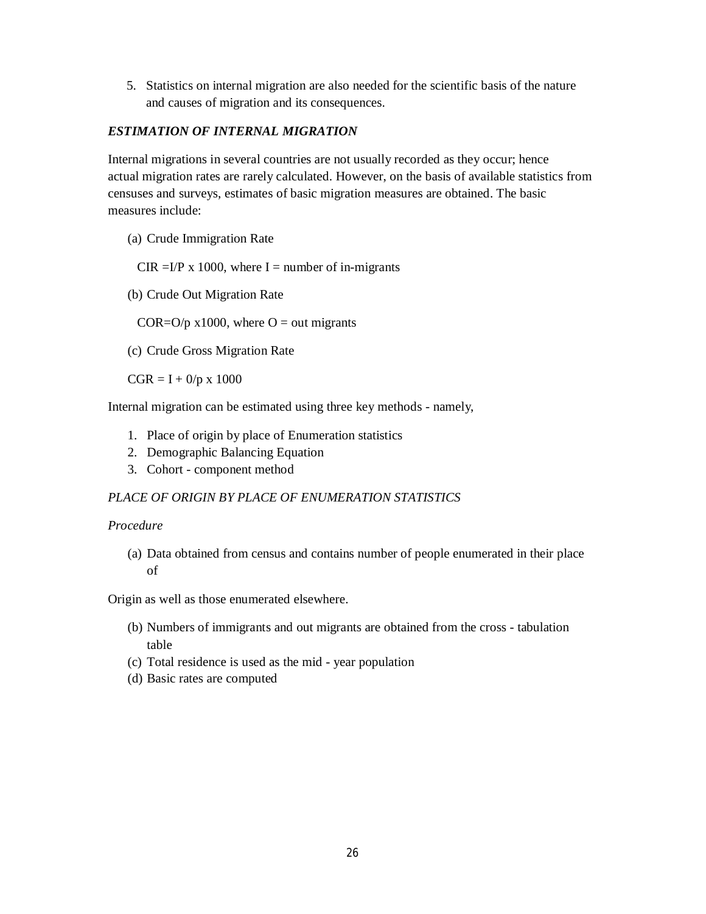5. Statistics on internal migration are also needed for the scientific basis of the nature and causes of migration and its consequences.

***ESTIMATION OF INTERNAL MIGRATION***

Internal migrations in several countries are not usually recorded as they occur; hence actual migration rates are rarely calculated. However, on the basis of available statistics from censuses and surveys, estimates of basic migration measures are obtained. The basic measures include:

(a) Crude Immigration Rate

$CIR = I/P \times 1000$, where I = number of in-migrants

(b) Crude Out Migration Rate

$COR = O/p \times 1000$, where O = out migrants

(c) Crude Gross Migration Rate

$CGR = I + 0/p \times 1000$

Internal migration can be estimated using three key methods - namely,

1. Place of origin by place of Enumeration statistics
2. Demographic Balancing Equation
3. Cohort - component method

*PLACE OF ORIGIN BY PLACE OF ENUMERATION STATISTICS*

*Procedure*

(a) Data obtained from census and contains number of people enumerated in their place of

Origin as well as those enumerated elsewhere.

(b) Numbers of immigrants and out migrants are obtained from the cross - tabulation table
(c) Total residence is used as the mid - year population
(d) Basic rates are computed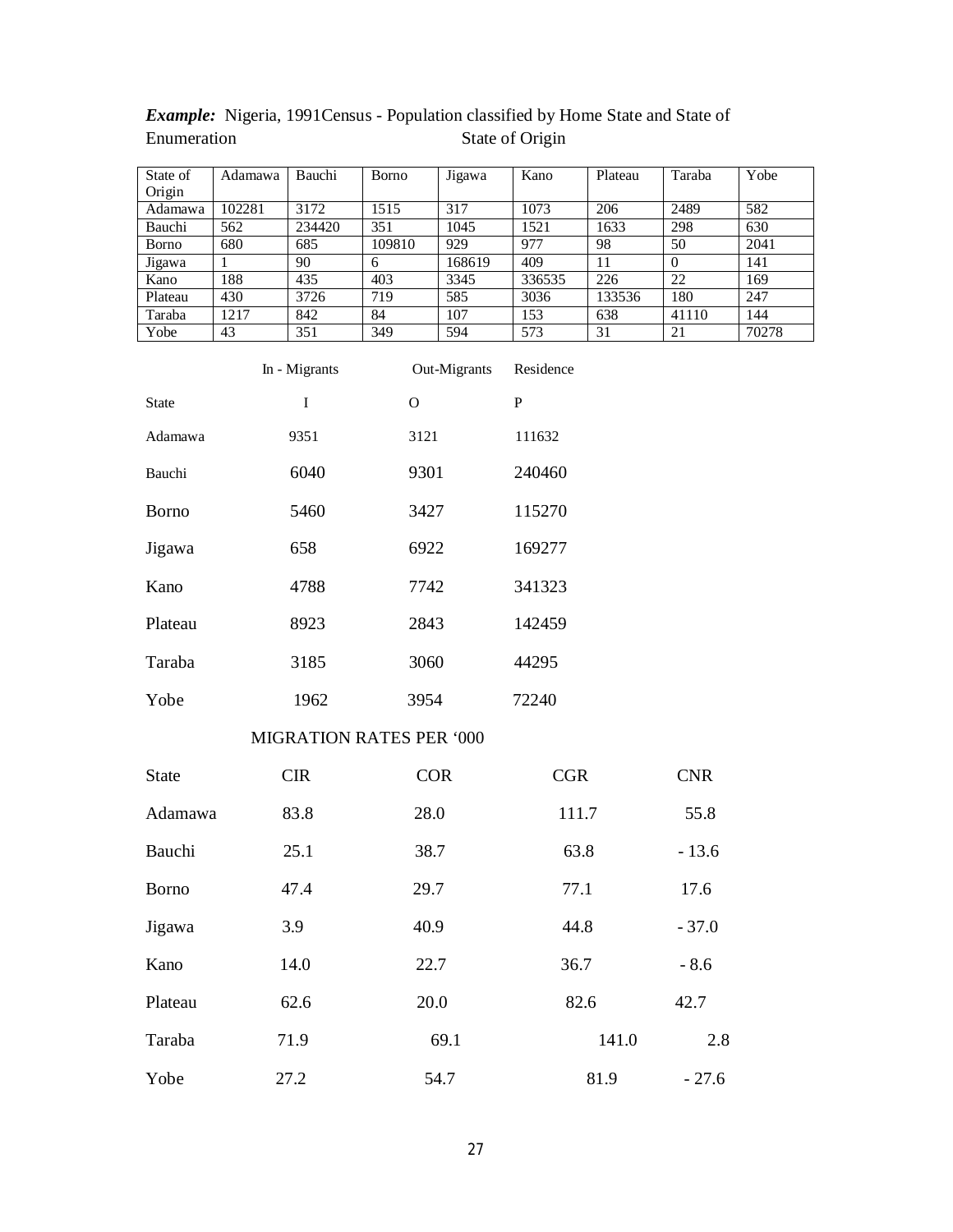***Example:*** Nigeria, 1991Census - Population classified by Home State and State of Enumeration State of Origin

| State of Origin | Adamawa | Bauchi | Borno | Jigawa | Kano | Plateau | Taraba | Yobe |
|---|---|---|---|---|---|---|---|---|
| Adamawa | 102281 | 3172 | 1515 | 317 | 1073 | 206 | 2489 | 582 |
| Bauchi | 562 | 234420 | 351 | 1045 | 1521 | 1633 | 298 | 630 |
| Borno | 680 | 685 | 109810 | 929 | 977 | 98 | 50 | 2041 |
| Jigawa | 1 | 90 | 6 | 168619 | 409 | 11 | 0 | 141 |
| Kano | 188 | 435 | 403 | 3345 | 336535 | 226 | 22 | 169 |
| Plateau | 430 | 3726 | 719 | 585 | 3036 | 133536 | 180 | 247 |
| Taraba | 1217 | 842 | 84 | 107 | 153 | 638 | 41110 | 144 |
| Yobe | 43 | 351 | 349 | 594 | 573 | 31 | 21 | 70278 |

| | In - Migrants | Out-Migrants | Residence |
|---|---|---|---|
| State | I | O | P |
| Adamawa | 9351 | 3121 | 111632 |
| Bauchi | 6040 | 9301 | 240460 |
| Borno | 5460 | 3427 | 115270 |
| Jigawa | 658 | 6922 | 169277 |
| Kano | 4788 | 7742 | 341323 |
| Plateau | 8923 | 2843 | 142459 |
| Taraba | 3185 | 3060 | 44295 |
| Yobe | 1962 | 3954 | 72240 |

MIGRATION RATES PER '000

| State | CIR | COR | CGR | CNR |
|---|---|---|---|---|
| Adamawa | 83.8 | 28.0 | 111.7 | 55.8 |
| Bauchi | 25.1 | 38.7 | 63.8 | - 13.6 |
| Borno | 47.4 | 29.7 | 77.1 | 17.6 |
| Jigawa | 3.9 | 40.9 | 44.8 | - 37.0 |
| Kano | 14.0 | 22.7 | 36.7 | - 8.6 |
| Plateau | 62.6 | 20.0 | 82.6 | 42.7 |
| Taraba | 71.9 | 69.1 | 141.0 | 2.8 |
| Yobe | 27.2 | 54.7 | 81.9 | - 27.6 |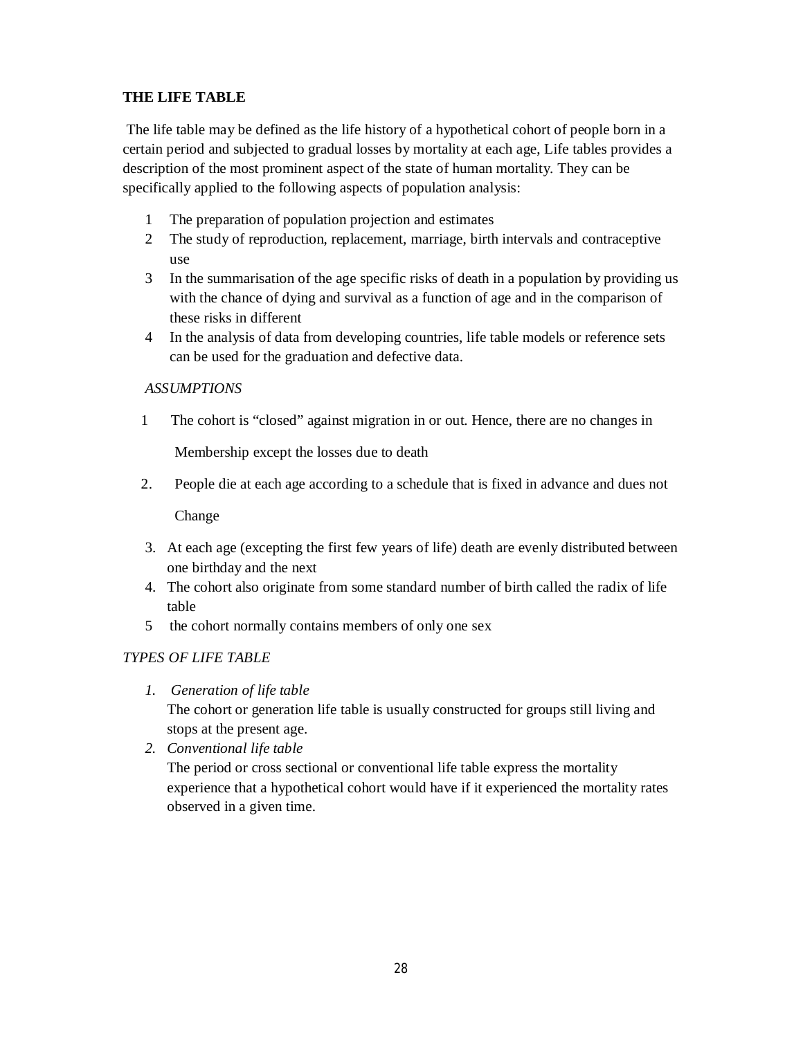**THE LIFE TABLE**

The life table may be defined as the life history of a hypothetical cohort of people born in a certain period and subjected to gradual losses by mortality at each age, Life tables provides a description of the most prominent aspect of the state of human mortality. They can be specifically applied to the following aspects of population analysis:

1. The preparation of population projection and estimates
2. The study of reproduction, replacement, marriage, birth intervals and contraceptive use
3. In the summarisation of the age specific risks of death in a population by providing us with the chance of dying and survival as a function of age and in the comparison of these risks in different
4. In the analysis of data from developing countries, life table models or reference sets can be used for the graduation and defective data.

*ASSUMPTIONS*

1. The cohort is "closed" against migration in or out. Hence, there are no changes in Membership except the losses due to death
2. People die at each age according to a schedule that is fixed in advance and dues not Change
3. At each age (excepting the first few years of life) death are evenly distributed between one birthday and the next
4. The cohort also originate from some standard number of birth called the radix of life table
5. the cohort normally contains members of only one sex

*TYPES OF LIFE TABLE*

1. *Generation of life table*
   The cohort or generation life table is usually constructed for groups still living and stops at the present age.
2. *Conventional life table*
   The period or cross sectional or conventional life table express the mortality experience that a hypothetical cohort would have if it experienced the mortality rates observed in a given time.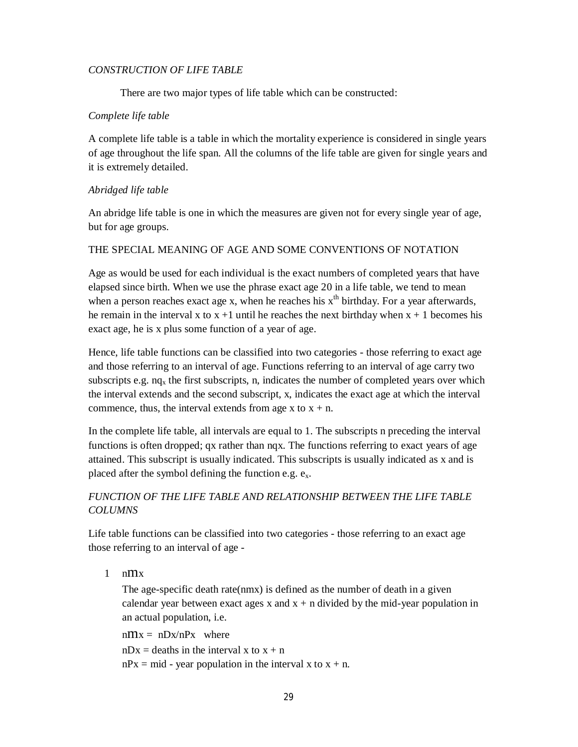*CONSTRUCTION OF LIFE TABLE*

There are two major types of life table which can be constructed:

*Complete life table*

A complete life table is a table in which the mortality experience is considered in single years of age throughout the life span. All the columns of the life table are given for single years and it is extremely detailed.

*Abridged life table*

An abridge life table is one in which the measures are given not for every single year of age, but for age groups.

THE SPECIAL MEANING OF AGE AND SOME CONVENTIONS OF NOTATION

Age as would be used for each individual is the exact numbers of completed years that have elapsed since birth. When we use the phrase exact age 20 in a life table, we tend to mean when a person reaches exact age x, when he reaches his $x^{th}$ birthday. For a year afterwards, he remain in the interval x to x +1 until he reaches the next birthday when x + 1 becomes his exact age, he is x plus some function of a year of age.

Hence, life table functions can be classified into two categories - those referring to exact age and those referring to an interval of age. Functions referring to an interval of age carry two subscripts e.g. $nq_x$ the first subscripts, n, indicates the number of completed years over which the interval extends and the second subscript, x, indicates the exact age at which the interval commence, thus, the interval extends from age x to x + n.

In the complete life table, all intervals are equal to 1. The subscripts n preceding the interval functions is often dropped; qx rather than nqx. The functions referring to exact years of age attained. This subscript is usually indicated. This subscripts is usually indicated as x and is placed after the symbol defining the function e.g. $e_x$.

*FUNCTION OF THE LIFE TABLE AND RELATIONSHIP BETWEEN THE LIFE TABLE COLUMNS*

Life table functions can be classified into two categories - those referring to an exact age those referring to an interval of age -

1. nmx

   The age-specific death rate(nmx) is defined as the number of death in a given calendar year between exact ages x and x + n divided by the mid-year population in an actual population, i.e.

   nmx = nDx/nPx where

   nDx = deaths in the interval x to x + n

   nPx = mid - year population in the interval x to x + n.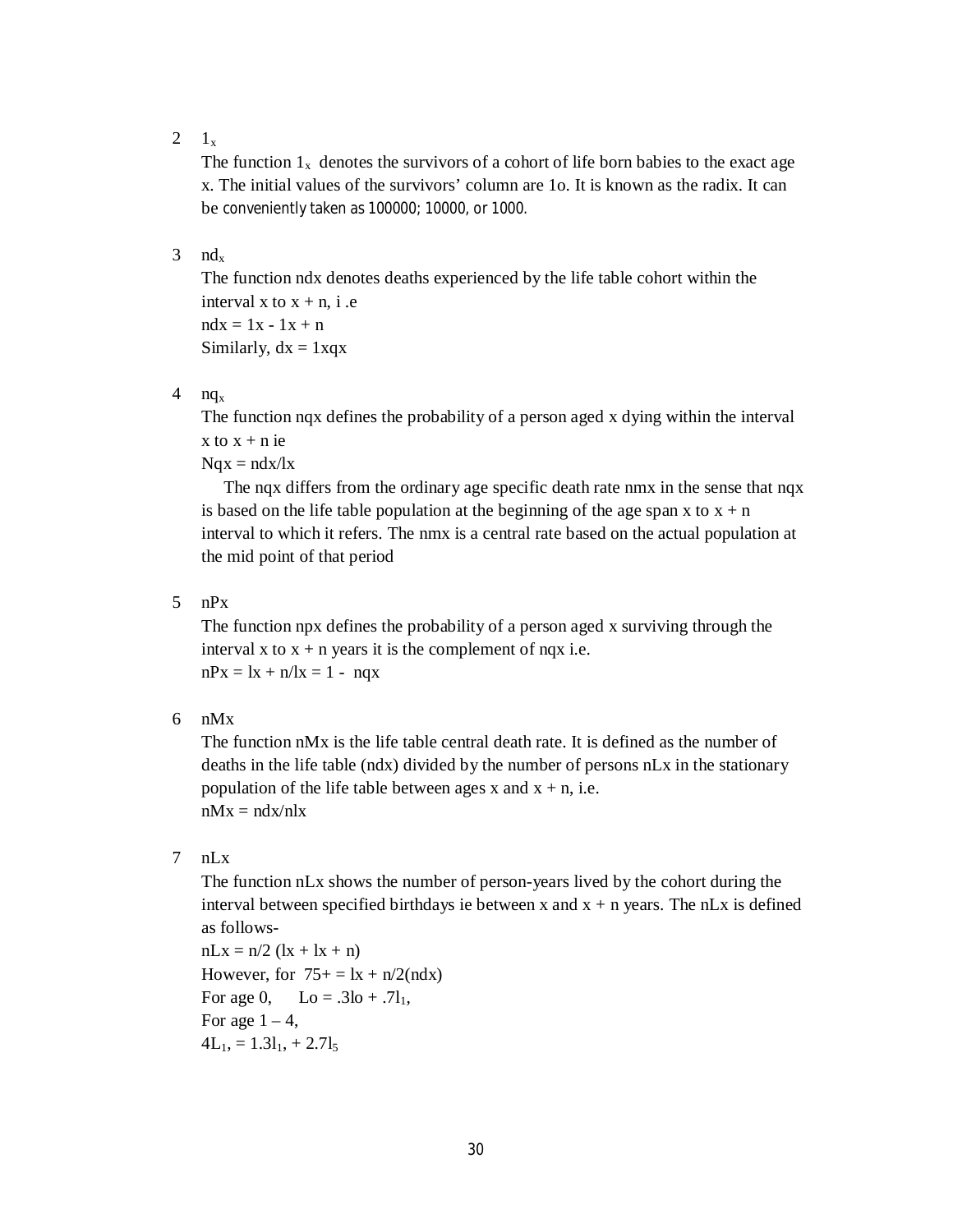2 $1_x$

The function $1_x$ denotes the survivors of a cohort of life born babies to the exact age x. The initial values of the survivors' column are 1o. It is known as the radix. It can be conveniently taken as 100000; 10000, or 1000.

3 $nd_x$

The function ndx denotes deaths experienced by the life table cohort within the interval x to x + n, i .e

ndx = 1x - 1x + n

Similarly, dx = 1xqx

4 $nq_x$

The function nqx defines the probability of a person aged x dying within the interval x to x + n ie

Nqx = ndx/lx

The nqx differs from the ordinary age specific death rate nmx in the sense that nqx is based on the life table population at the beginning of the age span x to x + n interval to which it refers. The nmx is a central rate based on the actual population at the mid point of that period

5 nPx

The function npx defines the probability of a person aged x surviving through the interval x to x + n years it is the complement of nqx i.e.

nPx = lx + n/lx = 1 - nqx

6 nMx

The function nMx is the life table central death rate. It is defined as the number of deaths in the life table (ndx) divided by the number of persons nLx in the stationary population of the life table between ages x and x + n, i.e.

nMx = ndx/nlx

7 nLx

The function nLx shows the number of person-years lived by the cohort during the interval between specified birthdays ie between x and x + n years. The nLx is defined as follows-

nLx = n/2 (lx + lx + n)

However, for 75+ = lx + n/2(ndx)

For age 0, Lo = .3lo + $.7l_1$,

For age 1 – 4,

$4L_1 = 1.3l_1 + 2.7l_5$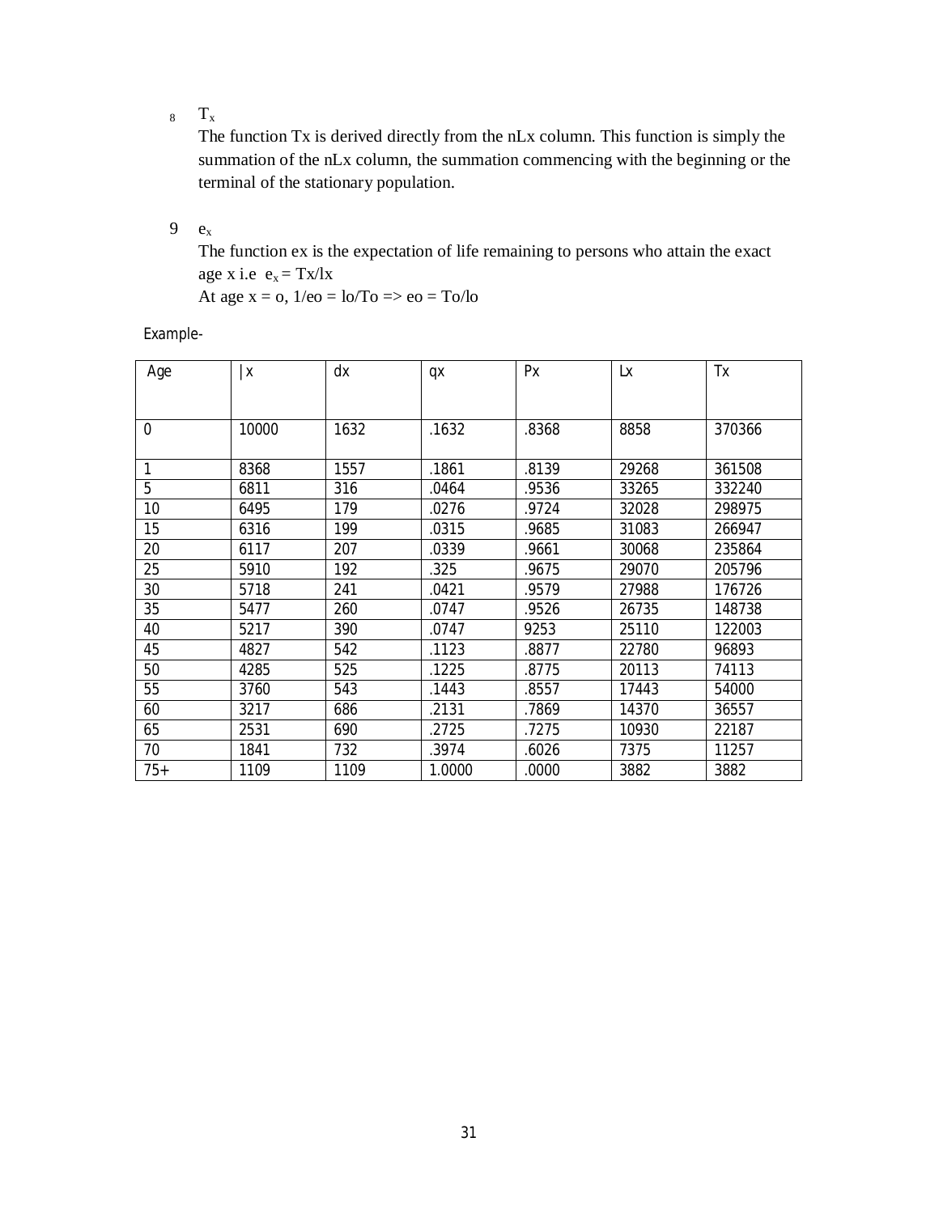8 $T_x$

The function Tx is derived directly from the nLx column. This function is simply the summation of the nLx column, the summation commencing with the beginning or the terminal of the stationary population.

9 $e_x$

The function ex is the expectation of life remaining to persons who attain the exact age x i.e $e_x = Tx/lx$

At age x = o, 1/eo = lo/To => eo = To/lo

Example-

| Age | lx | dx | qx | Px | Lx | Tx |
|---|---|---|---|---|---|---|
| 0 | 10000 | 1632 | .1632 | .8368 | 8858 | 370366 |
| 1 | 8368 | 1557 | .1861 | .8139 | 29268 | 361508 |
| 5 | 6811 | 316 | .0464 | .9536 | 33265 | 332240 |
| 10 | 6495 | 179 | .0276 | .9724 | 32028 | 298975 |
| 15 | 6316 | 199 | .0315 | .9685 | 31083 | 266947 |
| 20 | 6117 | 207 | .0339 | .9661 | 30068 | 235864 |
| 25 | 5910 | 192 | .325 | .9675 | 29070 | 205796 |
| 30 | 5718 | 241 | .0421 | .9579 | 27988 | 176726 |
| 35 | 5477 | 260 | .0747 | .9526 | 26735 | 148738 |
| 40 | 5217 | 390 | .0747 | 9253 | 25110 | 122003 |
| 45 | 4827 | 542 | .1123 | .8877 | 22780 | 96893 |
| 50 | 4285 | 525 | .1225 | .8775 | 20113 | 74113 |
| 55 | 3760 | 543 | .1443 | .8557 | 17443 | 54000 |
| 60 | 3217 | 686 | .2131 | .7869 | 14370 | 36557 |
| 65 | 2531 | 690 | .2725 | .7275 | 10930 | 22187 |
| 70 | 1841 | 732 | .3974 | .6026 | 7375 | 11257 |
| 75+ | 1109 | 1109 | 1.0000 | .0000 | 3882 | 3882 |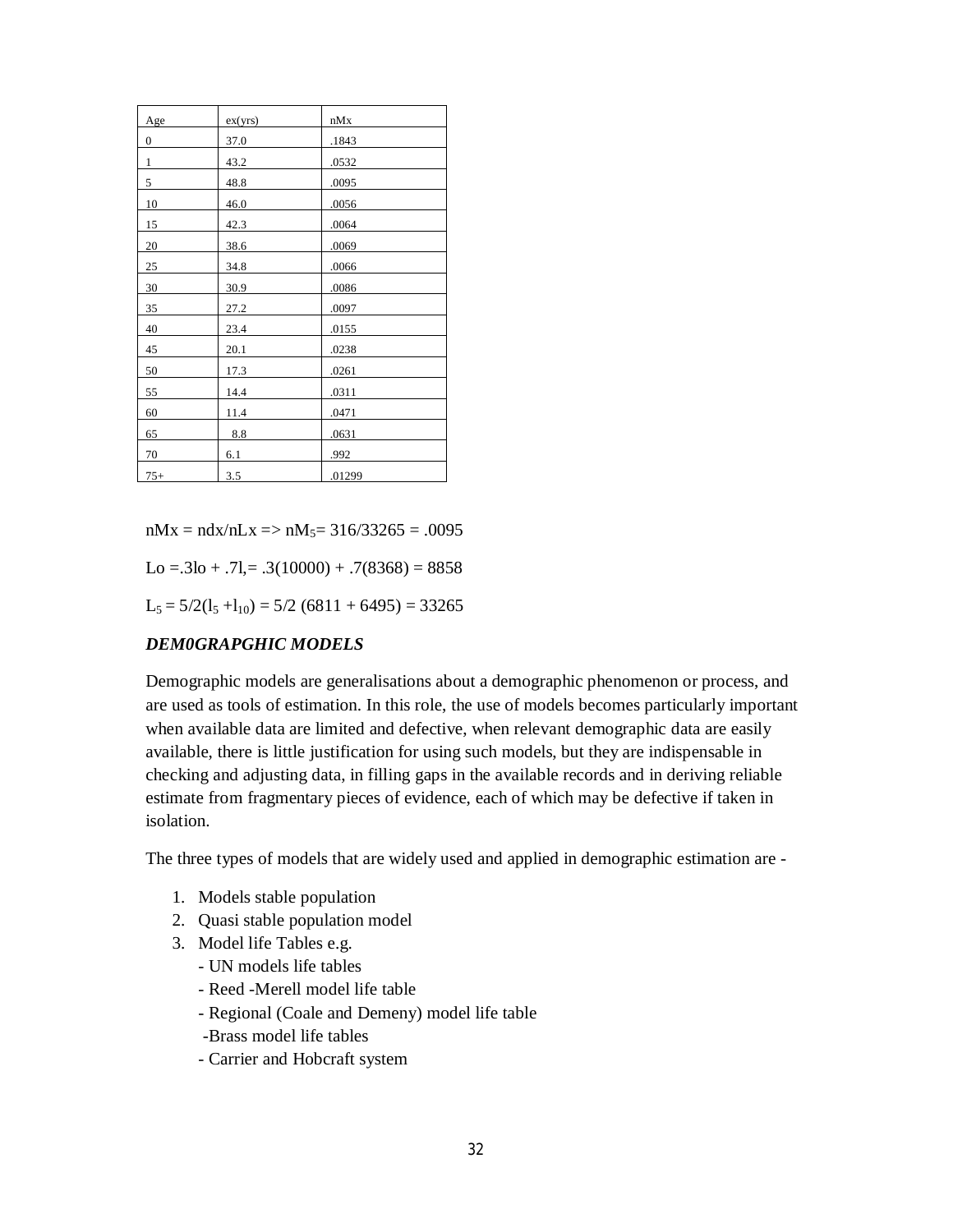| Age | ex(yrs) | nMx |
| --- | --- | --- |
| 0 | 37.0 | .1843 |
| 1 | 43.2 | .0532 |
| 5 | 48.8 | .0095 |
| 10 | 46.0 | .0056 |
| 15 | 42.3 | .0064 |
| 20 | 38.6 | .0069 |
| 25 | 34.8 | .0066 |
| 30 | 30.9 | .0086 |
| 35 | 27.2 | .0097 |
| 40 | 23.4 | .0155 |
| 45 | 20.1 | .0238 |
| 50 | 17.3 | .0261 |
| 55 | 14.4 | .0311 |
| 60 | 11.4 | .0471 |
| 65 | 8.8 | .0631 |
| 70 | 6.1 | .992 |
| 75+ | 3.5 | .01299 |

$nMx = ndx/nLx \Rightarrow nM_5 = 316/33265 = .0095$

$Lo = .3lo + .7l, = .3(10000) + .7(8368) = 8858$

$L_5 = 5/2(l_5 + l_{10}) = 5/2\ (6811 + 6495) = 33265$

***DEM0GRAPGHIC MODELS***

Demographic models are generalisations about a demographic phenomenon or process, and are used as tools of estimation. In this role, the use of models becomes particularly important when available data are limited and defective, when relevant demographic data are easily available, there is little justification for using such models, but they are indispensable in checking and adjusting data, in filling gaps in the available records and in deriving reliable estimate from fragmentary pieces of evidence, each of which may be defective if taken in isolation.

The three types of models that are widely used and applied in demographic estimation are -

1. Models stable population
2. Quasi stable population model
3. Model life Tables e.g.
   - UN models life tables
   - Reed -Merell model life table
   - Regional (Coale and Demeny) model life table
   - Brass model life tables
   - Carrier and Hobcraft system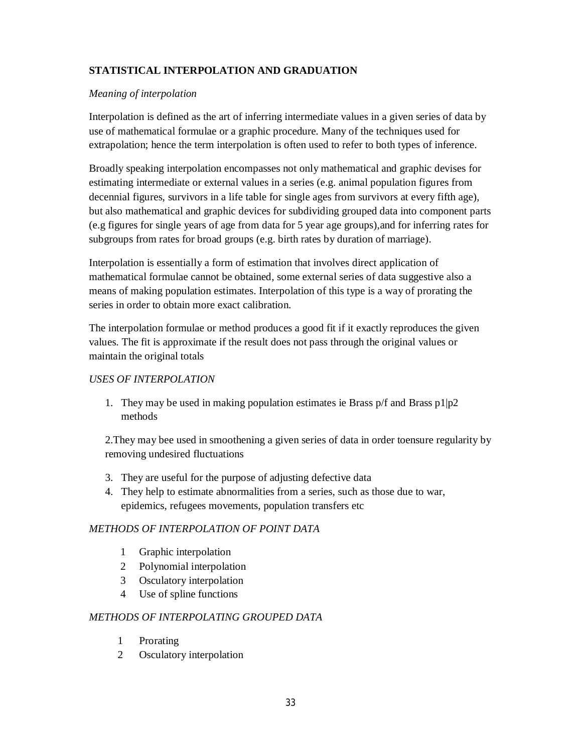**STATISTICAL INTERPOLATION AND GRADUATION**

*Meaning of interpolation*

Interpolation is defined as the art of inferring intermediate values in a given series of data by use of mathematical formulae or a graphic procedure. Many of the techniques used for extrapolation; hence the term interpolation is often used to refer to both types of inference.

Broadly speaking interpolation encompasses not only mathematical and graphic devises for estimating intermediate or external values in a series (e.g. animal population figures from decennial figures, survivors in a life table for single ages from survivors at every fifth age), but also mathematical and graphic devices for subdividing grouped data into component parts (e.g figures for single years of age from data for 5 year age groups),and for inferring rates for subgroups from rates for broad groups (e.g. birth rates by duration of marriage).

Interpolation is essentially a form of estimation that involves direct application of mathematical formulae cannot be obtained, some external series of data suggestive also a means of making population estimates. Interpolation of this type is a way of prorating the series in order to obtain more exact calibration.

The interpolation formulae or method produces a good fit if it exactly reproduces the given values. The fit is approximate if the result does not pass through the original values or maintain the original totals

*USES OF INTERPOLATION*

1. They may be used in making population estimates ie Brass p/f and Brass p1|p2 methods

2.They may bee used in smoothening a given series of data in order toensure regularity by removing undesired fluctuations

3. They are useful for the purpose of adjusting defective data
4. They help to estimate abnormalities from a series, such as those due to war, epidemics, refugees movements, population transfers etc

*METHODS OF INTERPOLATION OF POINT DATA*

1 Graphic interpolation
2 Polynomial interpolation
3 Osculatory interpolation
4 Use of spline functions

*METHODS OF INTERPOLATING GROUPED DATA*

1 Prorating
2 Osculatory interpolation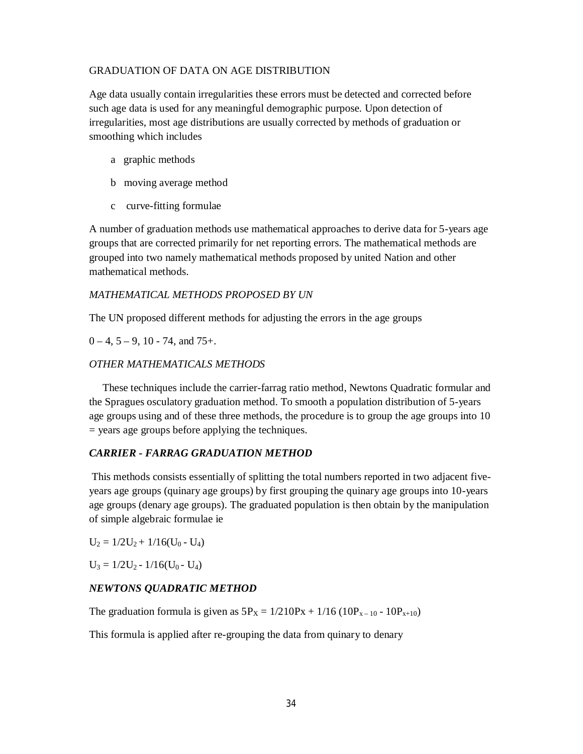GRADUATION OF DATA ON AGE DISTRIBUTION

Age data usually contain irregularities these errors must be detected and corrected before such age data is used for any meaningful demographic purpose. Upon detection of irregularities, most age distributions are usually corrected by methods of graduation or smoothing which includes

a graphic methods

b moving average method

c curve-fitting formulae

A number of graduation methods use mathematical approaches to derive data for 5-years age groups that are corrected primarily for net reporting errors. The mathematical methods are grouped into two namely mathematical methods proposed by united Nation and other mathematical methods.

*MATHEMATICAL METHODS PROPOSED BY UN*

The UN proposed different methods for adjusting the errors in the age groups

0 – 4, 5 – 9, 10 - 74, and 75+.

*OTHER MATHEMATICALS METHODS*

These techniques include the carrier-farrag ratio method, Newtons Quadratic formular and the Spragues osculatory graduation method. To smooth a population distribution of 5-years age groups using and of these three methods, the procedure is to group the age groups into 10 = years age groups before applying the techniques.

***CARRIER - FARRAG GRADUATION METHOD***

This methods consists essentially of splitting the total numbers reported in two adjacent five-years age groups (quinary age groups) by first grouping the quinary age groups into 10-years age groups (denary age groups). The graduated population is then obtain by the manipulation of simple algebraic formulae ie

$U_2 = 1/2U_2 + 1/16(U_0 - U_4)$

$U_3 = 1/2U_2 - 1/16(U_0 - U_4)$

***NEWTONS QUADRATIC METHOD***

The graduation formula is given as $5P_X = 1/210Px + 1/16\ (10P_{x-10} - 10P_{x+10})$

This formula is applied after re-grouping the data from quinary to denary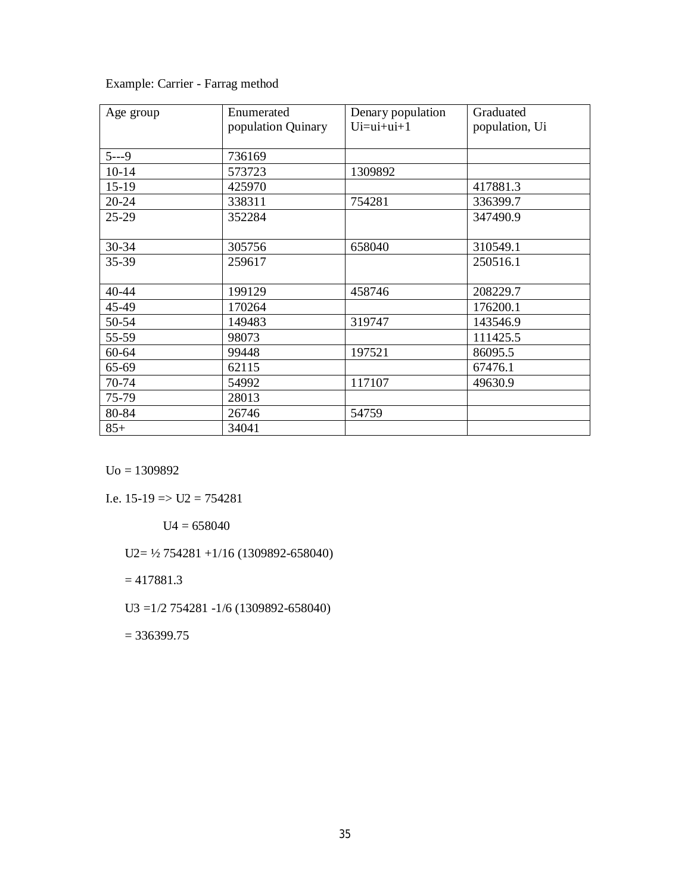Example: Carrier - Farrag method

| Age group | Enumerated population Quinary | Denary population Ui=ui+ui+1 | Graduated population, Ui |
|---|---|---|---|
| 5---9 | 736169 | | |
| 10-14 | 573723 | 1309892 | |
| 15-19 | 425970 | | 417881.3 |
| 20-24 | 338311 | 754281 | 336399.7 |
| 25-29 | 352284 | | 347490.9 |
| 30-34 | 305756 | 658040 | 310549.1 |
| 35-39 | 259617 | | 250516.1 |
| 40-44 | 199129 | 458746 | 208229.7 |
| 45-49 | 170264 | | 176200.1 |
| 50-54 | 149483 | 319747 | 143546.9 |
| 55-59 | 98073 | | 111425.5 |
| 60-64 | 99448 | 197521 | 86095.5 |
| 65-69 | 62115 | | 67476.1 |
| 70-74 | 54992 | 117107 | 49630.9 |
| 75-79 | 28013 | | |
| 80-84 | 26746 | 54759 | |
| 85+ | 34041 | | |

$U_o = 1309892$

I.e. 15-19 => $U_2 = 754281$

$U_4 = 658040$

$U_2 = \frac{1}{2}\,754281 + 1/16\,(1309892 - 658040)$

$= 417881.3$

$U_3 = 1/2\;754281 - 1/6\,(1309892 - 658040)$

$= 336399.75$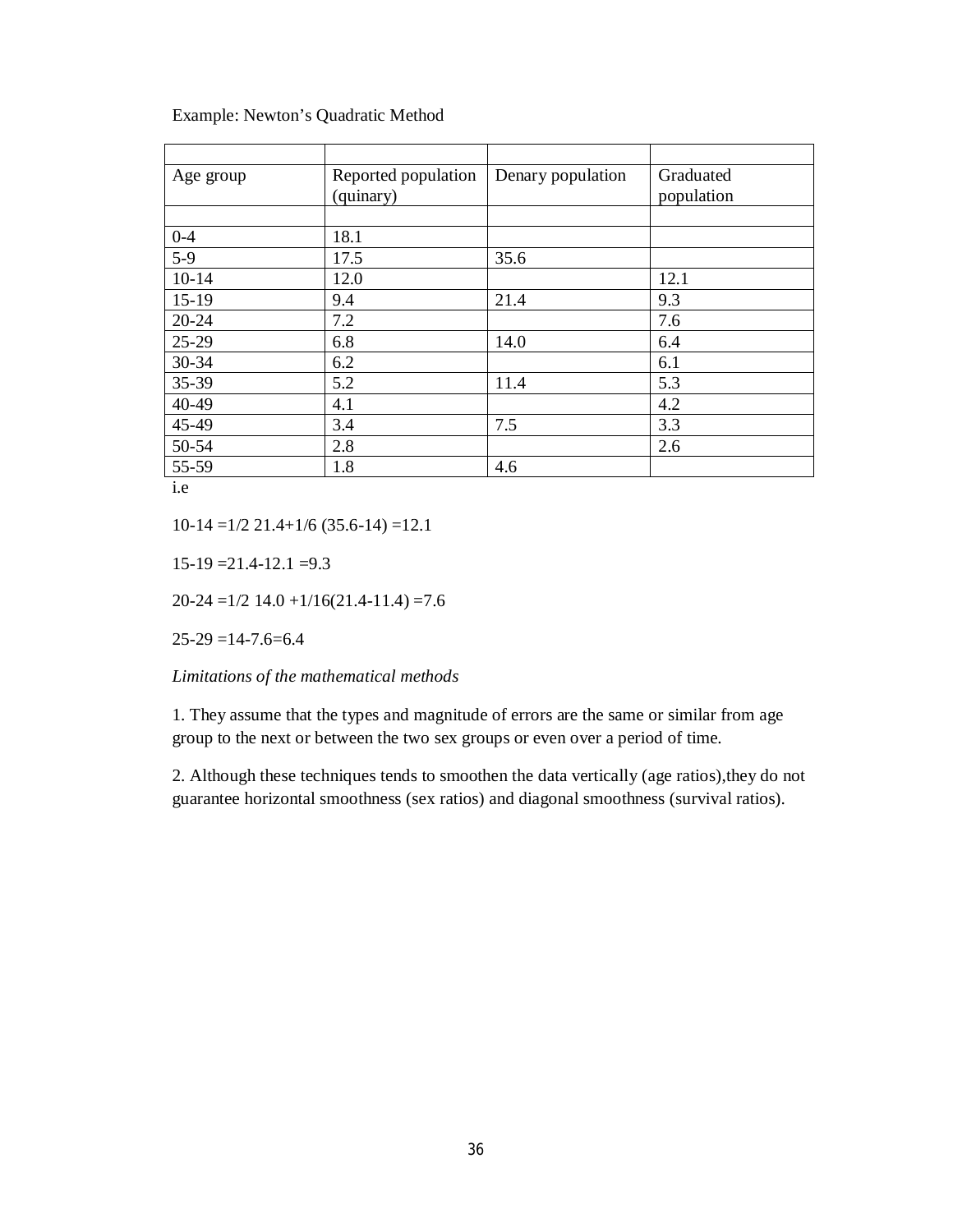Example: Newton's Quadratic Method

| Age group | Reported population (quinary) | Denary population | Graduated population |
|---|---|---|---|
| 0-4 | 18.1 | | |
| 5-9 | 17.5 | 35.6 | |
| 10-14 | 12.0 | | 12.1 |
| 15-19 | 9.4 | 21.4 | 9.3 |
| 20-24 | 7.2 | | 7.6 |
| 25-29 | 6.8 | 14.0 | 6.4 |
| 30-34 | 6.2 | | 6.1 |
| 35-39 | 5.2 | 11.4 | 5.3 |
| 40-49 | 4.1 | | 4.2 |
| 45-49 | 3.4 | 7.5 | 3.3 |
| 50-54 | 2.8 | | 2.6 |
| 55-59 | 1.8 | 4.6 | |

i.e

10-14 =1/2 21.4+1/6 (35.6-14) =12.1

15-19 =21.4-12.1 =9.3

20-24 =1/2 14.0 +1/16(21.4-11.4) =7.6

25-29 =14-7.6=6.4

*Limitations of the mathematical methods*

1. They assume that the types and magnitude of errors are the same or similar from age group to the next or between the two sex groups or even over a period of time.

2. Although these techniques tends to smoothen the data vertically (age ratios),they do not guarantee horizontal smoothness (sex ratios) and diagonal smoothness (survival ratios).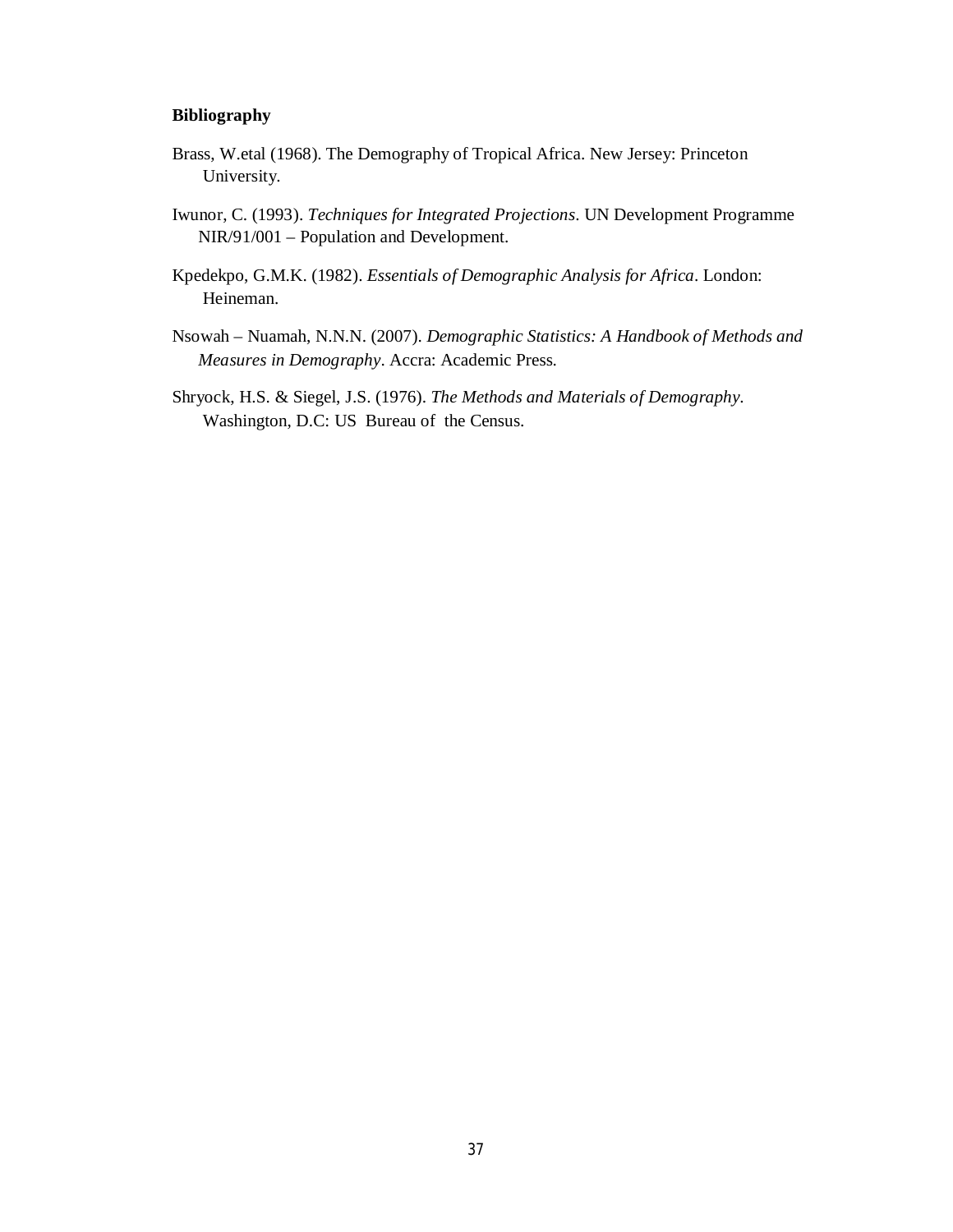**Bibliography**

Brass, W.etal (1968). The Demography of Tropical Africa. New Jersey: Princeton University.

Iwunor, C. (1993). *Techniques for Integrated Projections*. UN Development Programme NIR/91/001 – Population and Development.

Kpedekpo, G.M.K. (1982). *Essentials of Demographic Analysis for Africa*. London: Heineman.

Nsowah – Nuamah, N.N.N. (2007). *Demographic Statistics: A Handbook of Methods and Measures in Demography*. Accra: Academic Press.

Shryock, H.S. & Siegel, J.S. (1976). *The Methods and Materials of Demography*. Washington, D.C: US Bureau of the Census.